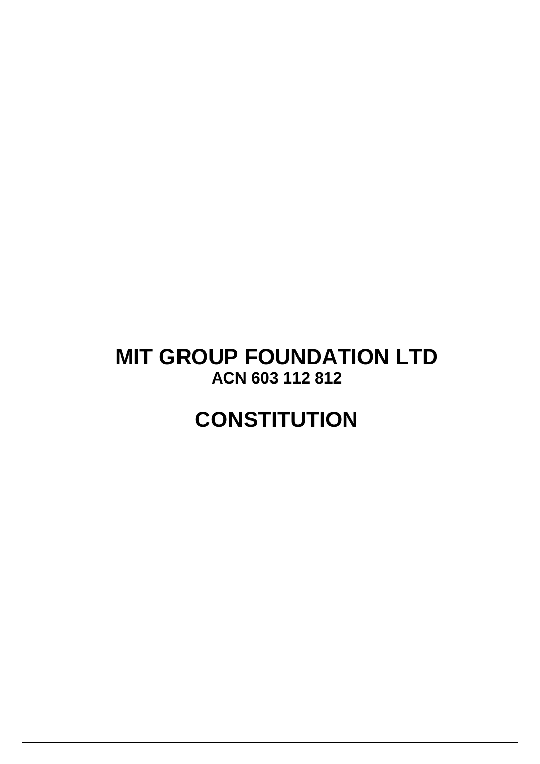# MIT GROUP FOUNDATION LTD

**ACN 603 112 812**

# CONSTITUTION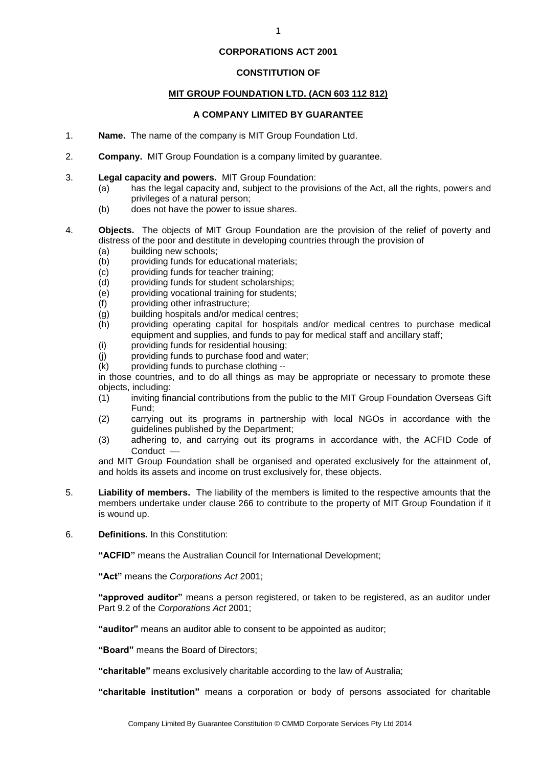**CORPORATIONS ACT 2001**

**CONSTITUTION OF**

**MIT GROUP FOUNDATION LTD. (ACN 603 112 812)**

**A COMPANY LIMITED BY GUARANTEE**

1. **Name.** The name of the company is MIT Group Foundation Ltd.

2. **Company.** MIT Group Foundation is a company limited by guarantee.

3. **Legal capacity and powers.** MIT Group Foundation:
   - (a) has the legal capacity and, subject to the provisions of the Act, all the rights, powers and privileges of a natural person;
   - (b) does not have the power to issue shares.

4. **Objects.** The objects of MIT Group Foundation are the provision of the relief of poverty and distress of the poor and destitute in developing countries through the provision of
   - (a) building new schools;
   - (b) providing funds for educational materials;
   - (c) providing funds for teacher training;
   - (d) providing funds for student scholarships;
   - (e) providing vocational training for students;
   - (f) providing other infrastructure;
   - (g) building hospitals and/or medical centres;
   - (h) providing operating capital for hospitals and/or medical centres to purchase medical equipment and supplies, and funds to pay for medical staff and ancillary staff;
   - (i) providing funds for residential housing;
   - (j) providing funds to purchase food and water;
   - (k) providing funds to purchase clothing --

   in those countries, and to do all things as may be appropriate or necessary to promote these objects, including:
   - (1) inviting financial contributions from the public to the MIT Group Foundation Overseas Gift Fund;
   - (2) carrying out its programs in partnership with local NGOs in accordance with the guidelines published by the Department;
   - (3) adhering to, and carrying out its programs in accordance with, the ACFID Code of Conduct —

   and MIT Group Foundation shall be organised and operated exclusively for the attainment of, and holds its assets and income on trust exclusively for, these objects.

5. **Liability of members.** The liability of the members is limited to the respective amounts that the members undertake under clause 266 to contribute to the property of MIT Group Foundation if it is wound up.

6. **Definitions.** In this Constitution:

   **"ACFID"** means the Australian Council for International Development;

   **"Act"** means the *Corporations Act* 2001;

   **"approved auditor"** means a person registered, or taken to be registered, as an auditor under Part 9.2 of the *Corporations Act* 2001;

   **"auditor"** means an auditor able to consent to be appointed as auditor;

   **"Board"** means the Board of Directors;

   **"charitable"** means exclusively charitable according to the law of Australia;

   **"charitable institution"** means a corporation or body of persons associated for charitable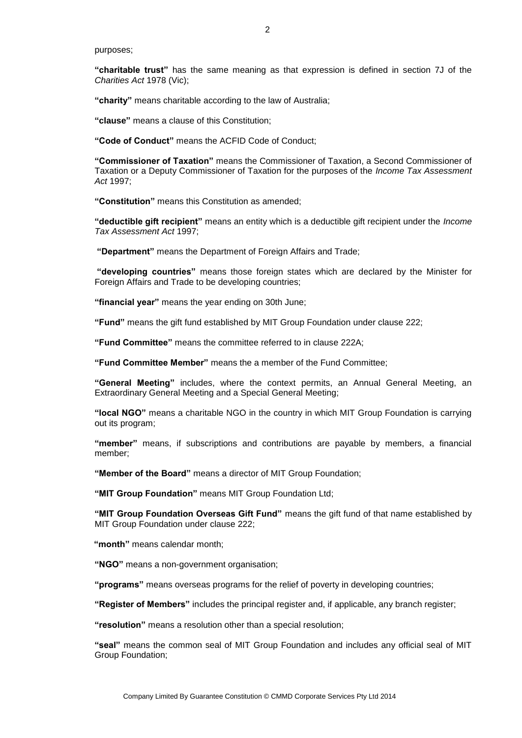purposes;

**"charitable trust"** has the same meaning as that expression is defined in section 7J of the *Charities Act* 1978 (Vic);

**"charity"** means charitable according to the law of Australia;

**"clause"** means a clause of this Constitution;

**"Code of Conduct"** means the ACFID Code of Conduct;

**"Commissioner of Taxation"** means the Commissioner of Taxation, a Second Commissioner of Taxation or a Deputy Commissioner of Taxation for the purposes of the *Income Tax Assessment Act* 1997;

**"Constitution"** means this Constitution as amended;

**"deductible gift recipient"** means an entity which is a deductible gift recipient under the *Income Tax Assessment Act* 1997;

**"Department"** means the Department of Foreign Affairs and Trade;

**"developing countries"** means those foreign states which are declared by the Minister for Foreign Affairs and Trade to be developing countries;

**"financial year"** means the year ending on 30th June;

**"Fund"** means the gift fund established by MIT Group Foundation under clause 222;

**"Fund Committee"** means the committee referred to in clause 222A;

**"Fund Committee Member"** means the a member of the Fund Committee;

**"General Meeting"** includes, where the context permits, an Annual General Meeting, an Extraordinary General Meeting and a Special General Meeting;

**"local NGO"** means a charitable NGO in the country in which MIT Group Foundation is carrying out its program;

**"member"** means, if subscriptions and contributions are payable by members, a financial member;

**"Member of the Board"** means a director of MIT Group Foundation;

**"MIT Group Foundation"** means MIT Group Foundation Ltd;

**"MIT Group Foundation Overseas Gift Fund"** means the gift fund of that name established by MIT Group Foundation under clause 222;

**"month"** means calendar month;

**"NGO"** means a non-government organisation;

**"programs"** means overseas programs for the relief of poverty in developing countries;

**"Register of Members"** includes the principal register and, if applicable, any branch register;

**"resolution"** means a resolution other than a special resolution;

**"seal"** means the common seal of MIT Group Foundation and includes any official seal of MIT Group Foundation;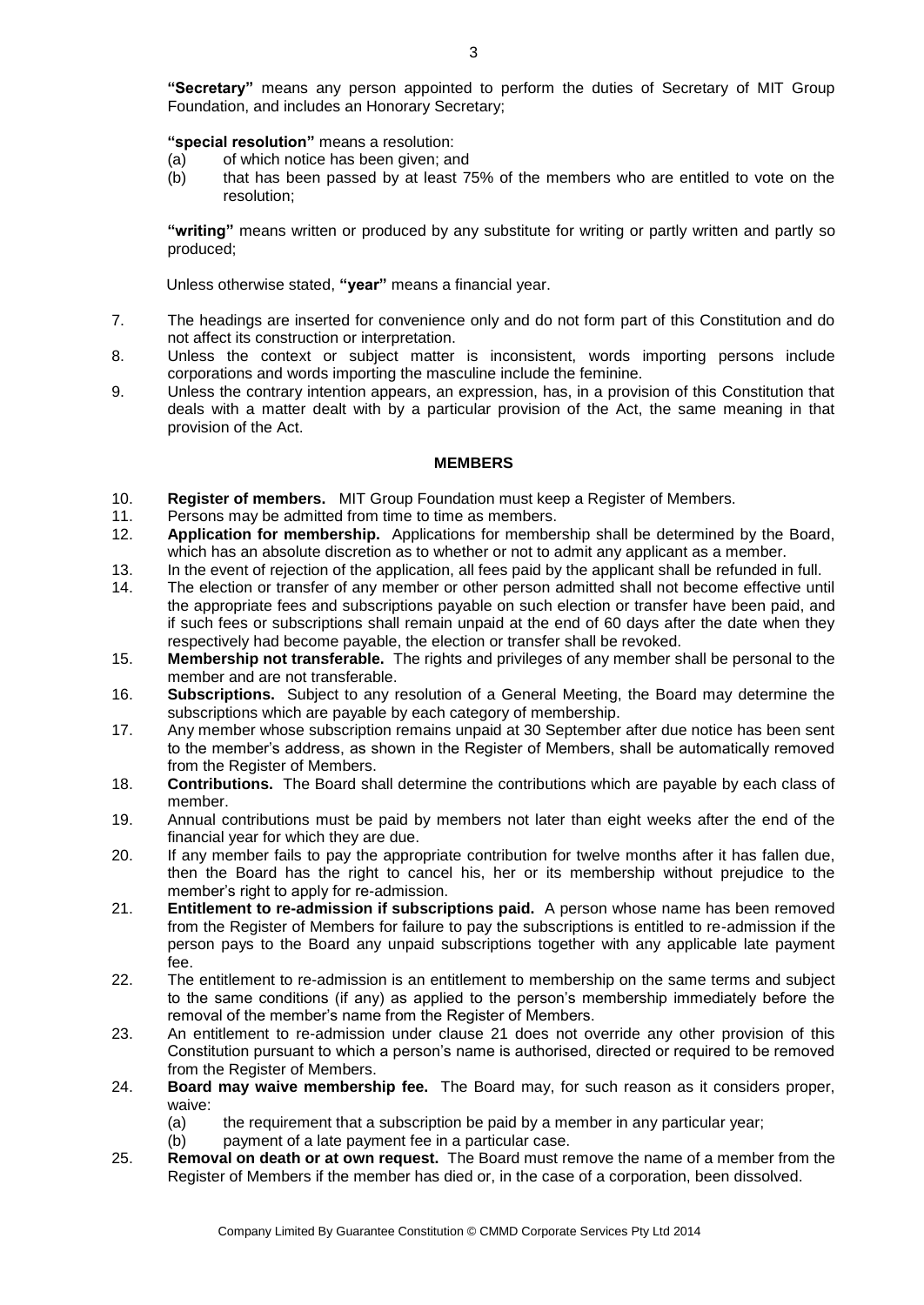**"Secretary"** means any person appointed to perform the duties of Secretary of MIT Group Foundation, and includes an Honorary Secretary;

**"special resolution"** means a resolution:

(a) of which notice has been given; and

(b) that has been passed by at least 75% of the members who are entitled to vote on the resolution;

**"writing"** means written or produced by any substitute for writing or partly written and partly so produced;

Unless otherwise stated, **"year"** means a financial year.

7. The headings are inserted for convenience only and do not form part of this Constitution and do not affect its construction or interpretation.
8. Unless the context or subject matter is inconsistent, words importing persons include corporations and words importing the masculine include the feminine.
9. Unless the contrary intention appears, an expression, has, in a provision of this Constitution that deals with a matter dealt with by a particular provision of the Act, the same meaning in that provision of the Act.

## MEMBERS

10. **Register of members.** MIT Group Foundation must keep a Register of Members.
11. Persons may be admitted from time to time as members.
12. **Application for membership.** Applications for membership shall be determined by the Board, which has an absolute discretion as to whether or not to admit any applicant as a member.
13. In the event of rejection of the application, all fees paid by the applicant shall be refunded in full.
14. The election or transfer of any member or other person admitted shall not become effective until the appropriate fees and subscriptions payable on such election or transfer have been paid, and if such fees or subscriptions shall remain unpaid at the end of 60 days after the date when they respectively had become payable, the election or transfer shall be revoked.
15. **Membership not transferable.** The rights and privileges of any member shall be personal to the member and are not transferable.
16. **Subscriptions.** Subject to any resolution of a General Meeting, the Board may determine the subscriptions which are payable by each category of membership.
17. Any member whose subscription remains unpaid at 30 September after due notice has been sent to the member's address, as shown in the Register of Members, shall be automatically removed from the Register of Members.
18. **Contributions.** The Board shall determine the contributions which are payable by each class of member.
19. Annual contributions must be paid by members not later than eight weeks after the end of the financial year for which they are due.
20. If any member fails to pay the appropriate contribution for twelve months after it has fallen due, then the Board has the right to cancel his, her or its membership without prejudice to the member's right to apply for re-admission.
21. **Entitlement to re-admission if subscriptions paid.** A person whose name has been removed from the Register of Members for failure to pay the subscriptions is entitled to re-admission if the person pays to the Board any unpaid subscriptions together with any applicable late payment fee.
22. The entitlement to re-admission is an entitlement to membership on the same terms and subject to the same conditions (if any) as applied to the person's membership immediately before the removal of the member's name from the Register of Members.
23. An entitlement to re-admission under clause 21 does not override any other provision of this Constitution pursuant to which a person's name is authorised, directed or required to be removed from the Register of Members.
24. **Board may waive membership fee.** The Board may, for such reason as it considers proper, waive:
    (a) the requirement that a subscription be paid by a member in any particular year;
    (b) payment of a late payment fee in a particular case.
25. **Removal on death or at own request.** The Board must remove the name of a member from the Register of Members if the member has died or, in the case of a corporation, been dissolved.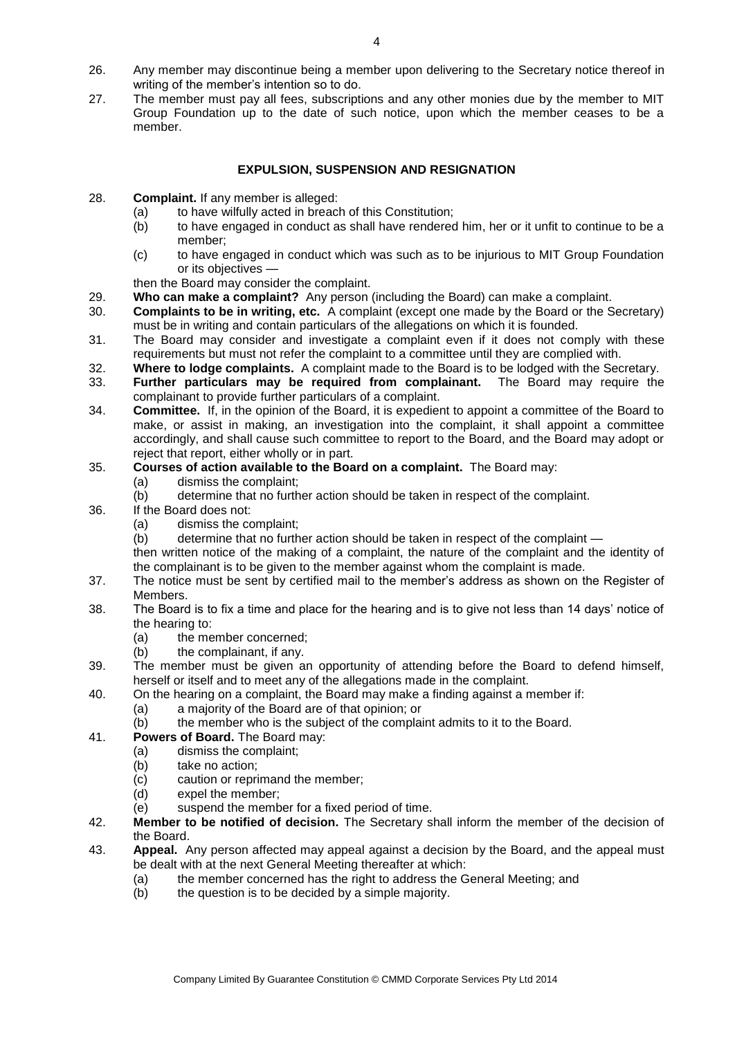26. Any member may discontinue being a member upon delivering to the Secretary notice thereof in writing of the member's intention so to do.
27. The member must pay all fees, subscriptions and any other monies due by the member to MIT Group Foundation up to the date of such notice, upon which the member ceases to be a member.

## EXPULSION, SUSPENSION AND RESIGNATION

28. **Complaint.** If any member is alleged:
    (a) to have wilfully acted in breach of this Constitution;
    (b) to have engaged in conduct as shall have rendered him, her or it unfit to continue to be a member;
    (c) to have engaged in conduct which was such as to be injurious to MIT Group Foundation or its objectives —

    then the Board may consider the complaint.
29. **Who can make a complaint?** Any person (including the Board) can make a complaint.
30. **Complaints to be in writing, etc.** A complaint (except one made by the Board or the Secretary) must be in writing and contain particulars of the allegations on which it is founded.
31. The Board may consider and investigate a complaint even if it does not comply with these requirements but must not refer the complaint to a committee until they are complied with.
32. **Where to lodge complaints.** A complaint made to the Board is to be lodged with the Secretary.
33. **Further particulars may be required from complainant.** The Board may require the complainant to provide further particulars of a complaint.
34. **Committee.** If, in the opinion of the Board, it is expedient to appoint a committee of the Board to make, or assist in making, an investigation into the complaint, it shall appoint a committee accordingly, and shall cause such committee to report to the Board, and the Board may adopt or reject that report, either wholly or in part.
35. **Courses of action available to the Board on a complaint.** The Board may:
    (a) dismiss the complaint;
    (b) determine that no further action should be taken in respect of the complaint.
36. If the Board does not:
    (a) dismiss the complaint;
    (b) determine that no further action should be taken in respect of the complaint —

    then written notice of the making of a complaint, the nature of the complaint and the identity of the complainant is to be given to the member against whom the complaint is made.
37. The notice must be sent by certified mail to the member's address as shown on the Register of Members.
38. The Board is to fix a time and place for the hearing and is to give not less than 14 days' notice of the hearing to:
    (a) the member concerned;
    (b) the complainant, if any.
39. The member must be given an opportunity of attending before the Board to defend himself, herself or itself and to meet any of the allegations made in the complaint.
40. On the hearing on a complaint, the Board may make a finding against a member if:
    (a) a majority of the Board are of that opinion; or
    (b) the member who is the subject of the complaint admits to it to the Board.
41. **Powers of Board.** The Board may:
    (a) dismiss the complaint;
    (b) take no action;
    (c) caution or reprimand the member;
    (d) expel the member;
    (e) suspend the member for a fixed period of time.
42. **Member to be notified of decision.** The Secretary shall inform the member of the decision of the Board.
43. **Appeal.** Any person affected may appeal against a decision by the Board, and the appeal must be dealt with at the next General Meeting thereafter at which:
    (a) the member concerned has the right to address the General Meeting; and
    (b) the question is to be decided by a simple majority.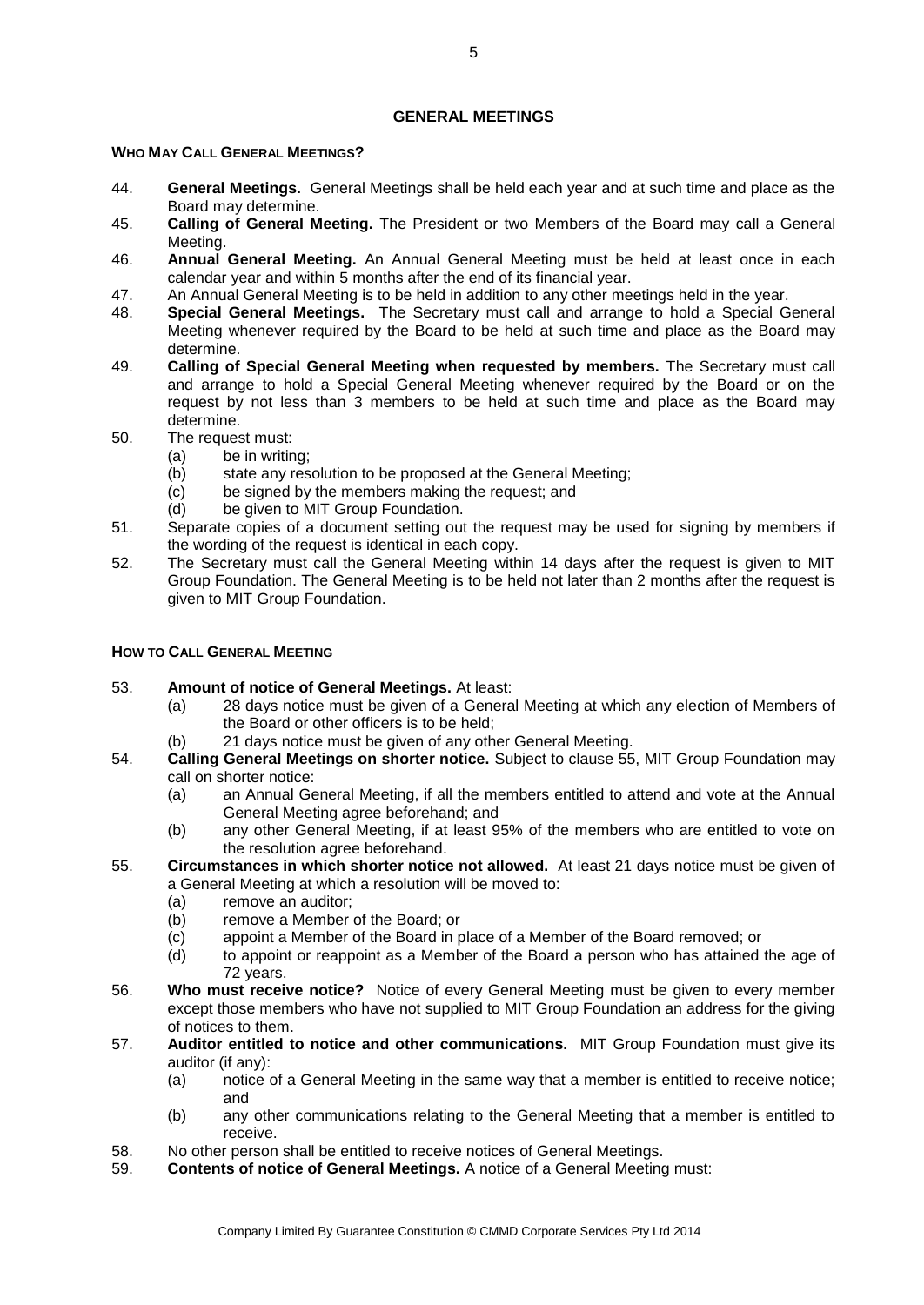## GENERAL MEETINGS

### WHO MAY CALL GENERAL MEETINGS?

44. **General Meetings.** General Meetings shall be held each year and at such time and place as the Board may determine.
45. **Calling of General Meeting.** The President or two Members of the Board may call a General Meeting.
46. **Annual General Meeting.** An Annual General Meeting must be held at least once in each calendar year and within 5 months after the end of its financial year.
47. An Annual General Meeting is to be held in addition to any other meetings held in the year.
48. **Special General Meetings.** The Secretary must call and arrange to hold a Special General Meeting whenever required by the Board to be held at such time and place as the Board may determine.
49. **Calling of Special General Meeting when requested by members.** The Secretary must call and arrange to hold a Special General Meeting whenever required by the Board or on the request by not less than 3 members to be held at such time and place as the Board may determine.
50. The request must:
    (a) be in writing;
    (b) state any resolution to be proposed at the General Meeting;
    (c) be signed by the members making the request; and
    (d) be given to MIT Group Foundation.
51. Separate copies of a document setting out the request may be used for signing by members if the wording of the request is identical in each copy.
52. The Secretary must call the General Meeting within 14 days after the request is given to MIT Group Foundation. The General Meeting is to be held not later than 2 months after the request is given to MIT Group Foundation.

### HOW TO CALL GENERAL MEETING

53. **Amount of notice of General Meetings.** At least:
    (a) 28 days notice must be given of a General Meeting at which any election of Members of the Board or other officers is to be held;
    (b) 21 days notice must be given of any other General Meeting.
54. **Calling General Meetings on shorter notice.** Subject to clause 55, MIT Group Foundation may call on shorter notice:
    (a) an Annual General Meeting, if all the members entitled to attend and vote at the Annual General Meeting agree beforehand; and
    (b) any other General Meeting, if at least 95% of the members who are entitled to vote on the resolution agree beforehand.
55. **Circumstances in which shorter notice not allowed.** At least 21 days notice must be given of a General Meeting at which a resolution will be moved to:
    (a) remove an auditor;
    (b) remove a Member of the Board; or
    (c) appoint a Member of the Board in place of a Member of the Board removed; or
    (d) to appoint or reappoint as a Member of the Board a person who has attained the age of 72 years.
56. **Who must receive notice?** Notice of every General Meeting must be given to every member except those members who have not supplied to MIT Group Foundation an address for the giving of notices to them.
57. **Auditor entitled to notice and other communications.** MIT Group Foundation must give its auditor (if any):
    (a) notice of a General Meeting in the same way that a member is entitled to receive notice; and
    (b) any other communications relating to the General Meeting that a member is entitled to receive.
58. No other person shall be entitled to receive notices of General Meetings.
59. **Contents of notice of General Meetings.** A notice of a General Meeting must: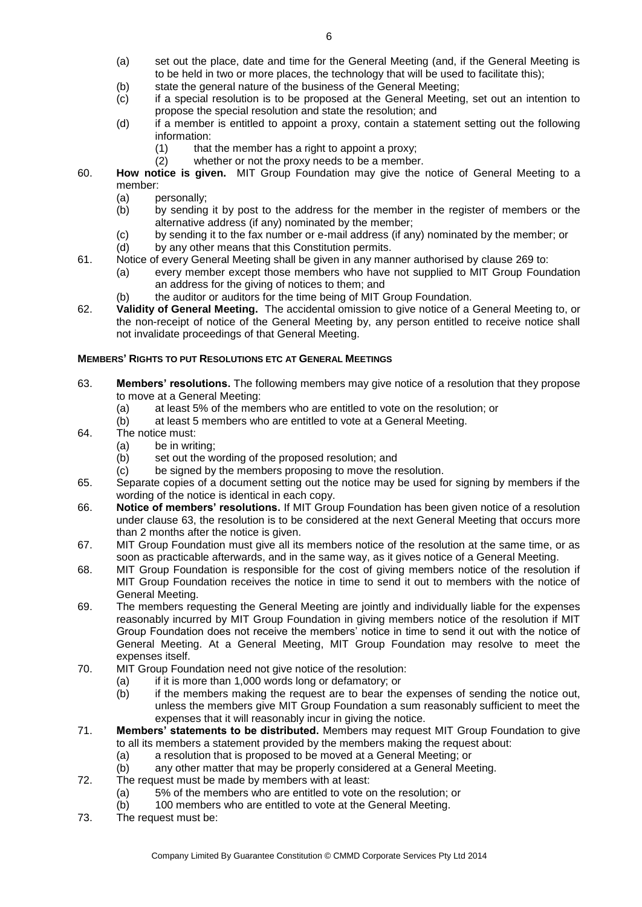(a) set out the place, date and time for the General Meeting (and, if the General Meeting is to be held in two or more places, the technology that will be used to facilitate this);
(b) state the general nature of the business of the General Meeting;
(c) if a special resolution is to be proposed at the General Meeting, set out an intention to propose the special resolution and state the resolution; and
(d) if a member is entitled to appoint a proxy, contain a statement setting out the following information:
   (1) that the member has a right to appoint a proxy;
   (2) whether or not the proxy needs to be a member.

60. **How notice is given.** MIT Group Foundation may give the notice of General Meeting to a member:
   (a) personally;
   (b) by sending it by post to the address for the member in the register of members or the alternative address (if any) nominated by the member;
   (c) by sending it to the fax number or e-mail address (if any) nominated by the member; or
   (d) by any other means that this Constitution permits.

61. Notice of every General Meeting shall be given in any manner authorised by clause 269 to:
   (a) every member except those members who have not supplied to MIT Group Foundation an address for the giving of notices to them; and
   (b) the auditor or auditors for the time being of MIT Group Foundation.

62. **Validity of General Meeting.** The accidental omission to give notice of a General Meeting to, or the non-receipt of notice of the General Meeting by, any person entitled to receive notice shall not invalidate proceedings of that General Meeting.

**MEMBERS' RIGHTS TO PUT RESOLUTIONS ETC AT GENERAL MEETINGS**

63. **Members' resolutions.** The following members may give notice of a resolution that they propose to move at a General Meeting:
   (a) at least 5% of the members who are entitled to vote on the resolution; or
   (b) at least 5 members who are entitled to vote at a General Meeting.

64. The notice must:
   (a) be in writing;
   (b) set out the wording of the proposed resolution; and
   (c) be signed by the members proposing to move the resolution.

65. Separate copies of a document setting out the notice may be used for signing by members if the wording of the notice is identical in each copy.

66. **Notice of members' resolutions.** If MIT Group Foundation has been given notice of a resolution under clause 63, the resolution is to be considered at the next General Meeting that occurs more than 2 months after the notice is given.

67. MIT Group Foundation must give all its members notice of the resolution at the same time, or as soon as practicable afterwards, and in the same way, as it gives notice of a General Meeting.

68. MIT Group Foundation is responsible for the cost of giving members notice of the resolution if MIT Group Foundation receives the notice in time to send it out to members with the notice of General Meeting.

69. The members requesting the General Meeting are jointly and individually liable for the expenses reasonably incurred by MIT Group Foundation in giving members notice of the resolution if MIT Group Foundation does not receive the members' notice in time to send it out with the notice of General Meeting. At a General Meeting, MIT Group Foundation may resolve to meet the expenses itself.

70. MIT Group Foundation need not give notice of the resolution:
   (a) if it is more than 1,000 words long or defamatory; or
   (b) if the members making the request are to bear the expenses of sending the notice out, unless the members give MIT Group Foundation a sum reasonably sufficient to meet the expenses that it will reasonably incur in giving the notice.

71. **Members' statements to be distributed.** Members may request MIT Group Foundation to give to all its members a statement provided by the members making the request about:
   (a) a resolution that is proposed to be moved at a General Meeting; or
   (b) any other matter that may be properly considered at a General Meeting.

72. The request must be made by members with at least:
   (a) 5% of the members who are entitled to vote on the resolution; or
   (b) 100 members who are entitled to vote at the General Meeting.

73. The request must be: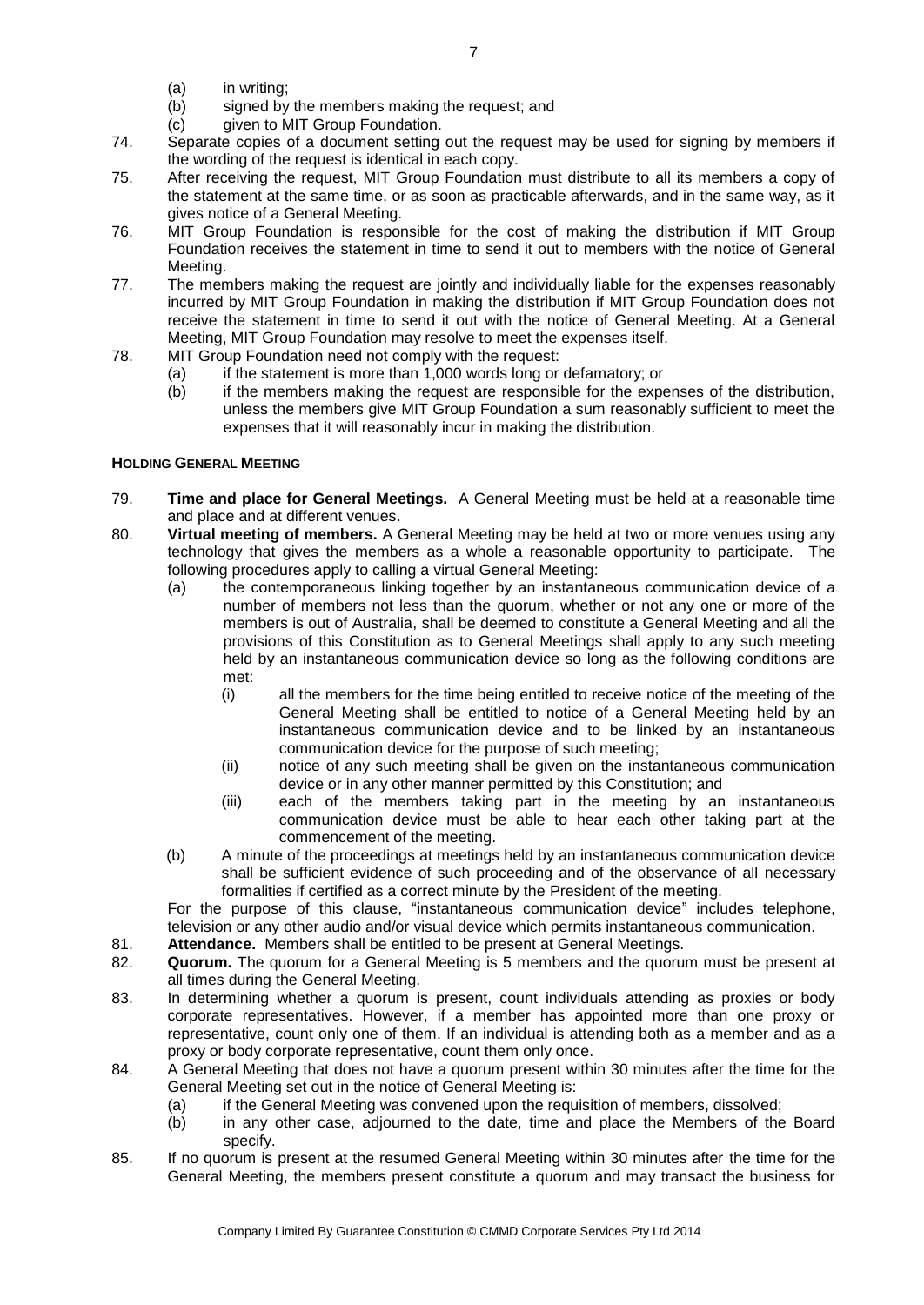(a) in writing;
(b) signed by the members making the request; and
(c) given to MIT Group Foundation.

74. Separate copies of a document setting out the request may be used for signing by members if the wording of the request is identical in each copy.

75. After receiving the request, MIT Group Foundation must distribute to all its members a copy of the statement at the same time, or as soon as practicable afterwards, and in the same way, as it gives notice of a General Meeting.

76. MIT Group Foundation is responsible for the cost of making the distribution if MIT Group Foundation receives the statement in time to send it out to members with the notice of General Meeting.

77. The members making the request are jointly and individually liable for the expenses reasonably incurred by MIT Group Foundation in making the distribution if MIT Group Foundation does not receive the statement in time to send it out with the notice of General Meeting. At a General Meeting, MIT Group Foundation may resolve to meet the expenses itself.

78. MIT Group Foundation need not comply with the request:
(a) if the statement is more than 1,000 words long or defamatory; or
(b) if the members making the request are responsible for the expenses of the distribution, unless the members give MIT Group Foundation a sum reasonably sufficient to meet the expenses that it will reasonably incur in making the distribution.

#### HOLDING GENERAL MEETING

79. **Time and place for General Meetings.** A General Meeting must be held at a reasonable time and place and at different venues.

80. **Virtual meeting of members.** A General Meeting may be held at two or more venues using any technology that gives the members as a whole a reasonable opportunity to participate. The following procedures apply to calling a virtual General Meeting:
(a) the contemporaneous linking together by an instantaneous communication device of a number of members not less than the quorum, whether or not any one or more of the members is out of Australia, shall be deemed to constitute a General Meeting and all the provisions of this Constitution as to General Meetings shall apply to any such meeting held by an instantaneous communication device so long as the following conditions are met:
(i) all the members for the time being entitled to receive notice of the meeting of the General Meeting shall be entitled to notice of a General Meeting held by an instantaneous communication device and to be linked by an instantaneous communication device for the purpose of such meeting;
(ii) notice of any such meeting shall be given on the instantaneous communication device or in any other manner permitted by this Constitution; and
(iii) each of the members taking part in the meeting by an instantaneous communication device must be able to hear each other taking part at the commencement of the meeting.
(b) A minute of the proceedings at meetings held by an instantaneous communication device shall be sufficient evidence of such proceeding and of the observance of all necessary formalities if certified as a correct minute by the President of the meeting.

For the purpose of this clause, "instantaneous communication device" includes telephone, television or any other audio and/or visual device which permits instantaneous communication.

81. **Attendance.** Members shall be entitled to be present at General Meetings.

82. **Quorum.** The quorum for a General Meeting is 5 members and the quorum must be present at all times during the General Meeting.

83. In determining whether a quorum is present, count individuals attending as proxies or body corporate representatives. However, if a member has appointed more than one proxy or representative, count only one of them. If an individual is attending both as a member and as a proxy or body corporate representative, count them only once.

84. A General Meeting that does not have a quorum present within 30 minutes after the time for the General Meeting set out in the notice of General Meeting is:
(a) if the General Meeting was convened upon the requisition of members, dissolved;
(b) in any other case, adjourned to the date, time and place the Members of the Board specify.

85. If no quorum is present at the resumed General Meeting within 30 minutes after the time for the General Meeting, the members present constitute a quorum and may transact the business for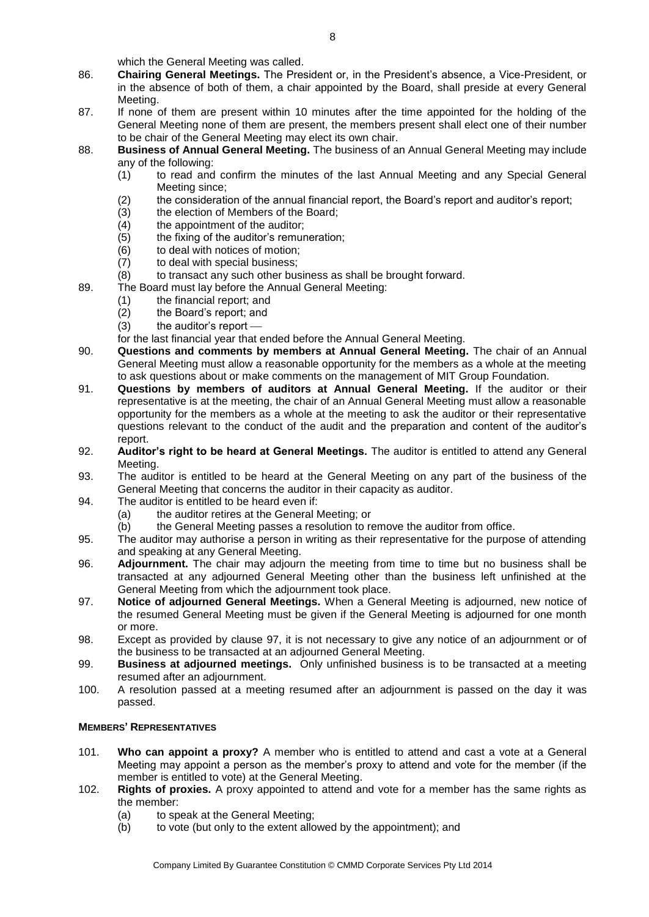which the General Meeting was called.

86. **Chairing General Meetings.** The President or, in the President's absence, a Vice-President, or in the absence of both of them, a chair appointed by the Board, shall preside at every General Meeting.

87. If none of them are present within 10 minutes after the time appointed for the holding of the General Meeting none of them are present, the members present shall elect one of their number to be chair of the General Meeting may elect its own chair.

88. **Business of Annual General Meeting.** The business of an Annual General Meeting may include any of the following:
    (1) to read and confirm the minutes of the last Annual Meeting and any Special General Meeting since;
    (2) the consideration of the annual financial report, the Board's report and auditor's report;
    (3) the election of Members of the Board;
    (4) the appointment of the auditor;
    (5) the fixing of the auditor's remuneration;
    (6) to deal with notices of motion;
    (7) to deal with special business;
    (8) to transact any such other business as shall be brought forward.

89. The Board must lay before the Annual General Meeting:
    (1) the financial report; and
    (2) the Board's report; and
    (3) the auditor's report —

    for the last financial year that ended before the Annual General Meeting.

90. **Questions and comments by members at Annual General Meeting.** The chair of an Annual General Meeting must allow a reasonable opportunity for the members as a whole at the meeting to ask questions about or make comments on the management of MIT Group Foundation.

91. **Questions by members of auditors at Annual General Meeting.** If the auditor or their representative is at the meeting, the chair of an Annual General Meeting must allow a reasonable opportunity for the members as a whole at the meeting to ask the auditor or their representative questions relevant to the conduct of the audit and the preparation and content of the auditor's report.

92. **Auditor's right to be heard at General Meetings.** The auditor is entitled to attend any General Meeting.

93. The auditor is entitled to be heard at the General Meeting on any part of the business of the General Meeting that concerns the auditor in their capacity as auditor.

94. The auditor is entitled to be heard even if:
    (a) the auditor retires at the General Meeting; or
    (b) the General Meeting passes a resolution to remove the auditor from office.

95. The auditor may authorise a person in writing as their representative for the purpose of attending and speaking at any General Meeting.

96. **Adjournment.** The chair may adjourn the meeting from time to time but no business shall be transacted at any adjourned General Meeting other than the business left unfinished at the General Meeting from which the adjournment took place.

97. **Notice of adjourned General Meetings.** When a General Meeting is adjourned, new notice of the resumed General Meeting must be given if the General Meeting is adjourned for one month or more.

98. Except as provided by clause 97, it is not necessary to give any notice of an adjournment or of the business to be transacted at an adjourned General Meeting.

99. **Business at adjourned meetings.** Only unfinished business is to be transacted at a meeting resumed after an adjournment.

100. A resolution passed at a meeting resumed after an adjournment is passed on the day it was passed.

**MEMBERS' REPRESENTATIVES**

101. **Who can appoint a proxy?** A member who is entitled to attend and cast a vote at a General Meeting may appoint a person as the member's proxy to attend and vote for the member (if the member is entitled to vote) at the General Meeting.

102. **Rights of proxies.** A proxy appointed to attend and vote for a member has the same rights as the member:
    (a) to speak at the General Meeting;
    (b) to vote (but only to the extent allowed by the appointment); and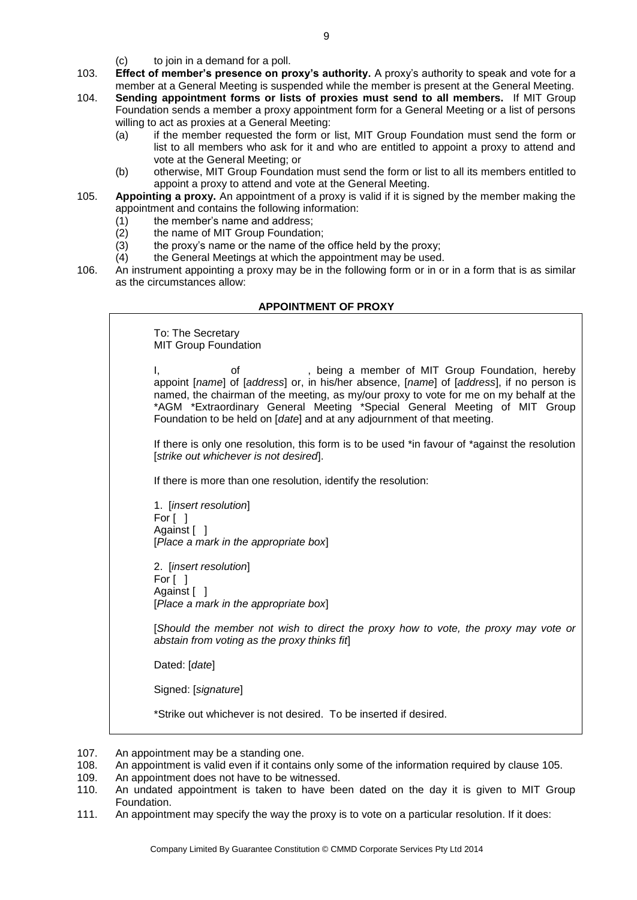(c) to join in a demand for a poll.

103. **Effect of member's presence on proxy's authority.** A proxy's authority to speak and vote for a member at a General Meeting is suspended while the member is present at the General Meeting.

104. **Sending appointment forms or lists of proxies must send to all members.** If MIT Group Foundation sends a member a proxy appointment form for a General Meeting or a list of persons willing to act as proxies at a General Meeting:

(a) if the member requested the form or list, MIT Group Foundation must send the form or list to all members who ask for it and who are entitled to appoint a proxy to attend and vote at the General Meeting; or

(b) otherwise, MIT Group Foundation must send the form or list to all its members entitled to appoint a proxy to attend and vote at the General Meeting.

105. **Appointing a proxy.** An appointment of a proxy is valid if it is signed by the member making the appointment and contains the following information:

(1) the member's name and address;
(2) the name of MIT Group Foundation;
(3) the proxy's name or the name of the office held by the proxy;
(4) the General Meetings at which the appointment may be used.

106. An instrument appointing a proxy may be in the following form or in or in a form that is as similar as the circumstances allow:

**APPOINTMENT OF PROXY**

To: The Secretary
MIT Group Foundation

I, of , being a member of MIT Group Foundation, hereby appoint [*name*] of [*address*] or, in his/her absence, [*name*] of [*address*], if no person is named, the chairman of the meeting, as my/our proxy to vote for me on my behalf at the *AGM *Extraordinary General Meeting *Special General Meeting of MIT Group Foundation to be held on [*date*] and at any adjournment of that meeting.

If there is only one resolution, this form is to be used *in favour of *against the resolution [*strike out whichever is not desired*].

If there is more than one resolution, identify the resolution:

1. [*insert resolution*]
For [ ]
Against [ ]
[*Place a mark in the appropriate box*]

2. [*insert resolution*]
For [ ]
Against [ ]
[*Place a mark in the appropriate box*]

[*Should the member not wish to direct the proxy how to vote, the proxy may vote or abstain from voting as the proxy thinks fit*]

Dated: [*date*]

Signed: [*signature*]

*Strike out whichever is not desired. To be inserted if desired.

107. An appointment may be a standing one.

108. An appointment is valid even if it contains only some of the information required by clause 105.

109. An appointment does not have to be witnessed.

110. An undated appointment is taken to have been dated on the day it is given to MIT Group Foundation.

111. An appointment may specify the way the proxy is to vote on a particular resolution. If it does: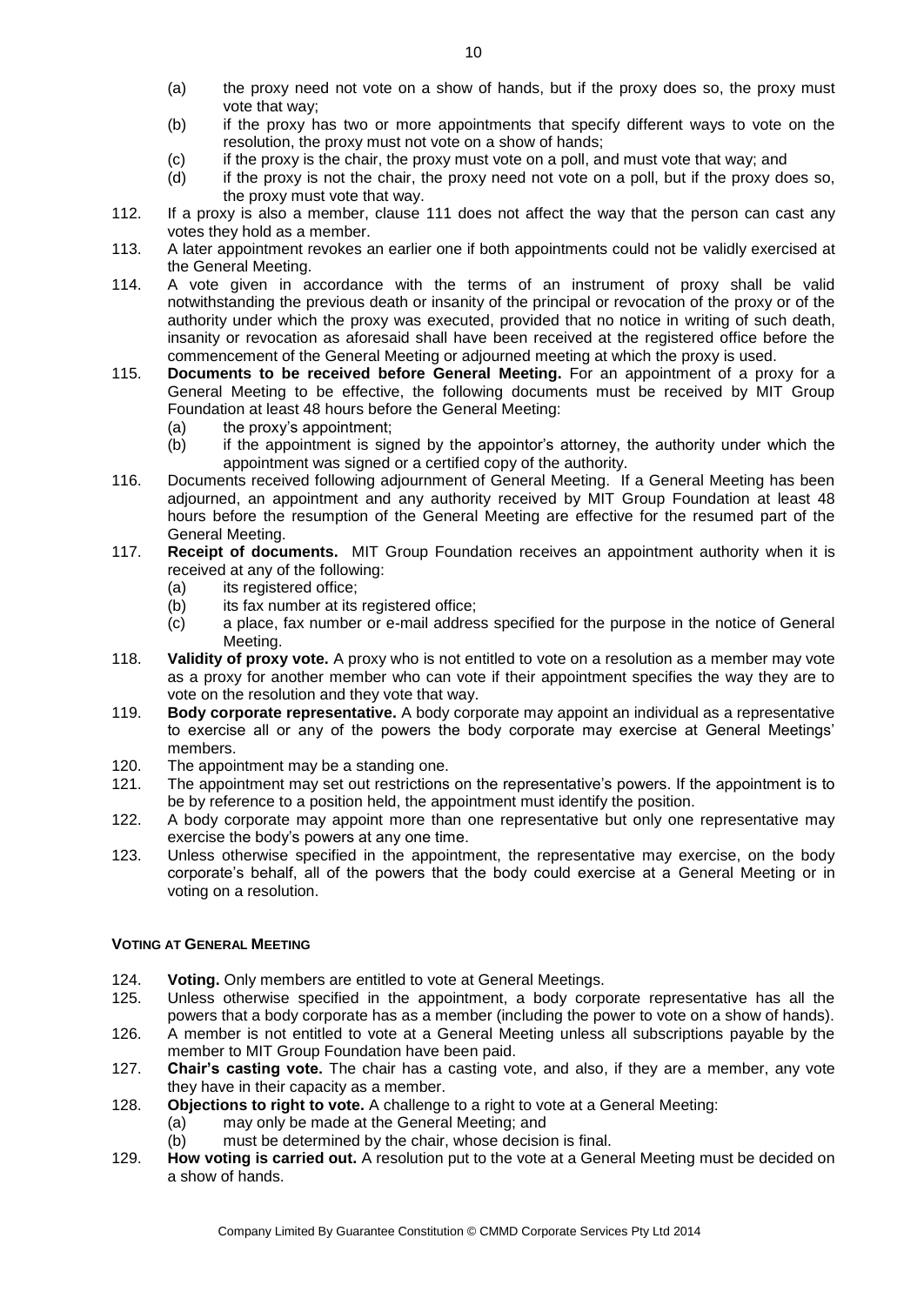(a) the proxy need not vote on a show of hands, but if the proxy does so, the proxy must vote that way;

(b) if the proxy has two or more appointments that specify different ways to vote on the resolution, the proxy must not vote on a show of hands;

(c) if the proxy is the chair, the proxy must vote on a poll, and must vote that way; and

(d) if the proxy is not the chair, the proxy need not vote on a poll, but if the proxy does so, the proxy must vote that way.

112. If a proxy is also a member, clause 111 does not affect the way that the person can cast any votes they hold as a member.

113. A later appointment revokes an earlier one if both appointments could not be validly exercised at the General Meeting.

114. A vote given in accordance with the terms of an instrument of proxy shall be valid notwithstanding the previous death or insanity of the principal or revocation of the proxy or of the authority under which the proxy was executed, provided that no notice in writing of such death, insanity or revocation as aforesaid shall have been received at the registered office before the commencement of the General Meeting or adjourned meeting at which the proxy is used.

115. **Documents to be received before General Meeting.** For an appointment of a proxy for a General Meeting to be effective, the following documents must be received by MIT Group Foundation at least 48 hours before the General Meeting:

(a) the proxy's appointment;

(b) if the appointment is signed by the appointor's attorney, the authority under which the appointment was signed or a certified copy of the authority.

116. Documents received following adjournment of General Meeting. If a General Meeting has been adjourned, an appointment and any authority received by MIT Group Foundation at least 48 hours before the resumption of the General Meeting are effective for the resumed part of the General Meeting.

117. **Receipt of documents.** MIT Group Foundation receives an appointment authority when it is received at any of the following:

(a) its registered office;

(b) its fax number at its registered office;

(c) a place, fax number or e-mail address specified for the purpose in the notice of General Meeting.

118. **Validity of proxy vote.** A proxy who is not entitled to vote on a resolution as a member may vote as a proxy for another member who can vote if their appointment specifies the way they are to vote on the resolution and they vote that way.

119. **Body corporate representative.** A body corporate may appoint an individual as a representative to exercise all or any of the powers the body corporate may exercise at General Meetings' members.

120. The appointment may be a standing one.

121. The appointment may set out restrictions on the representative's powers. If the appointment is to be by reference to a position held, the appointment must identify the position.

122. A body corporate may appoint more than one representative but only one representative may exercise the body's powers at any one time.

123. Unless otherwise specified in the appointment, the representative may exercise, on the body corporate's behalf, all of the powers that the body could exercise at a General Meeting or in voting on a resolution.

## VOTING AT GENERAL MEETING

124. **Voting.** Only members are entitled to vote at General Meetings.

125. Unless otherwise specified in the appointment, a body corporate representative has all the powers that a body corporate has as a member (including the power to vote on a show of hands).

126. A member is not entitled to vote at a General Meeting unless all subscriptions payable by the member to MIT Group Foundation have been paid.

127. **Chair's casting vote.** The chair has a casting vote, and also, if they are a member, any vote they have in their capacity as a member.

128. **Objections to right to vote.** A challenge to a right to vote at a General Meeting:

(a) may only be made at the General Meeting; and

(b) must be determined by the chair, whose decision is final.

129. **How voting is carried out.** A resolution put to the vote at a General Meeting must be decided on a show of hands.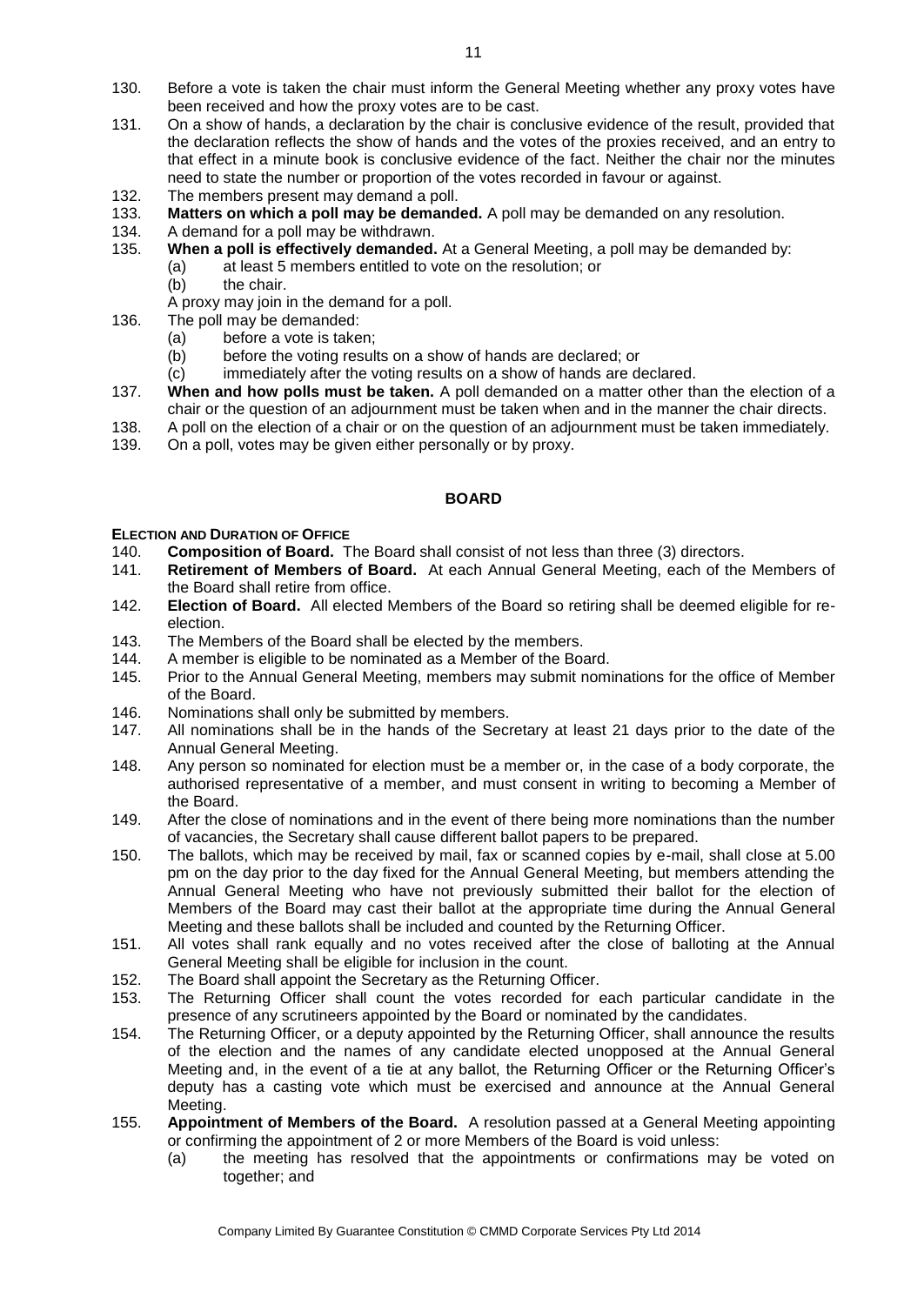130. Before a vote is taken the chair must inform the General Meeting whether any proxy votes have been received and how the proxy votes are to be cast.

131. On a show of hands, a declaration by the chair is conclusive evidence of the result, provided that the declaration reflects the show of hands and the votes of the proxies received, and an entry to that effect in a minute book is conclusive evidence of the fact. Neither the chair nor the minutes need to state the number or proportion of the votes recorded in favour or against.

132. The members present may demand a poll.

133. **Matters on which a poll may be demanded.** A poll may be demanded on any resolution.

134. A demand for a poll may be withdrawn.

135. **When a poll is effectively demanded.** At a General Meeting, a poll may be demanded by:
    (a) at least 5 members entitled to vote on the resolution; or
    (b) the chair.

    A proxy may join in the demand for a poll.

136. The poll may be demanded:
    (a) before a vote is taken;
    (b) before the voting results on a show of hands are declared; or
    (c) immediately after the voting results on a show of hands are declared.

137. **When and how polls must be taken.** A poll demanded on a matter other than the election of a chair or the question of an adjournment must be taken when and in the manner the chair directs.

138. A poll on the election of a chair or on the question of an adjournment must be taken immediately.

139. On a poll, votes may be given either personally or by proxy.

## BOARD

### ELECTION AND DURATION OF OFFICE

140. **Composition of Board.** The Board shall consist of not less than three (3) directors.

141. **Retirement of Members of Board.** At each Annual General Meeting, each of the Members of the Board shall retire from office.

142. **Election of Board.** All elected Members of the Board so retiring shall be deemed eligible for re-election.

143. The Members of the Board shall be elected by the members.

144. A member is eligible to be nominated as a Member of the Board.

145. Prior to the Annual General Meeting, members may submit nominations for the office of Member of the Board.

146. Nominations shall only be submitted by members.

147. All nominations shall be in the hands of the Secretary at least 21 days prior to the date of the Annual General Meeting.

148. Any person so nominated for election must be a member or, in the case of a body corporate, the authorised representative of a member, and must consent in writing to becoming a Member of the Board.

149. After the close of nominations and in the event of there being more nominations than the number of vacancies, the Secretary shall cause different ballot papers to be prepared.

150. The ballots, which may be received by mail, fax or scanned copies by e-mail, shall close at 5.00 pm on the day prior to the day fixed for the Annual General Meeting, but members attending the Annual General Meeting who have not previously submitted their ballot for the election of Members of the Board may cast their ballot at the appropriate time during the Annual General Meeting and these ballots shall be included and counted by the Returning Officer.

151. All votes shall rank equally and no votes received after the close of balloting at the Annual General Meeting shall be eligible for inclusion in the count.

152. The Board shall appoint the Secretary as the Returning Officer.

153. The Returning Officer shall count the votes recorded for each particular candidate in the presence of any scrutineers appointed by the Board or nominated by the candidates.

154. The Returning Officer, or a deputy appointed by the Returning Officer, shall announce the results of the election and the names of any candidate elected unopposed at the Annual General Meeting and, in the event of a tie at any ballot, the Returning Officer or the Returning Officer's deputy has a casting vote which must be exercised and announce at the Annual General Meeting.

155. **Appointment of Members of the Board.** A resolution passed at a General Meeting appointing or confirming the appointment of 2 or more Members of the Board is void unless:
    (a) the meeting has resolved that the appointments or confirmations may be voted on together; and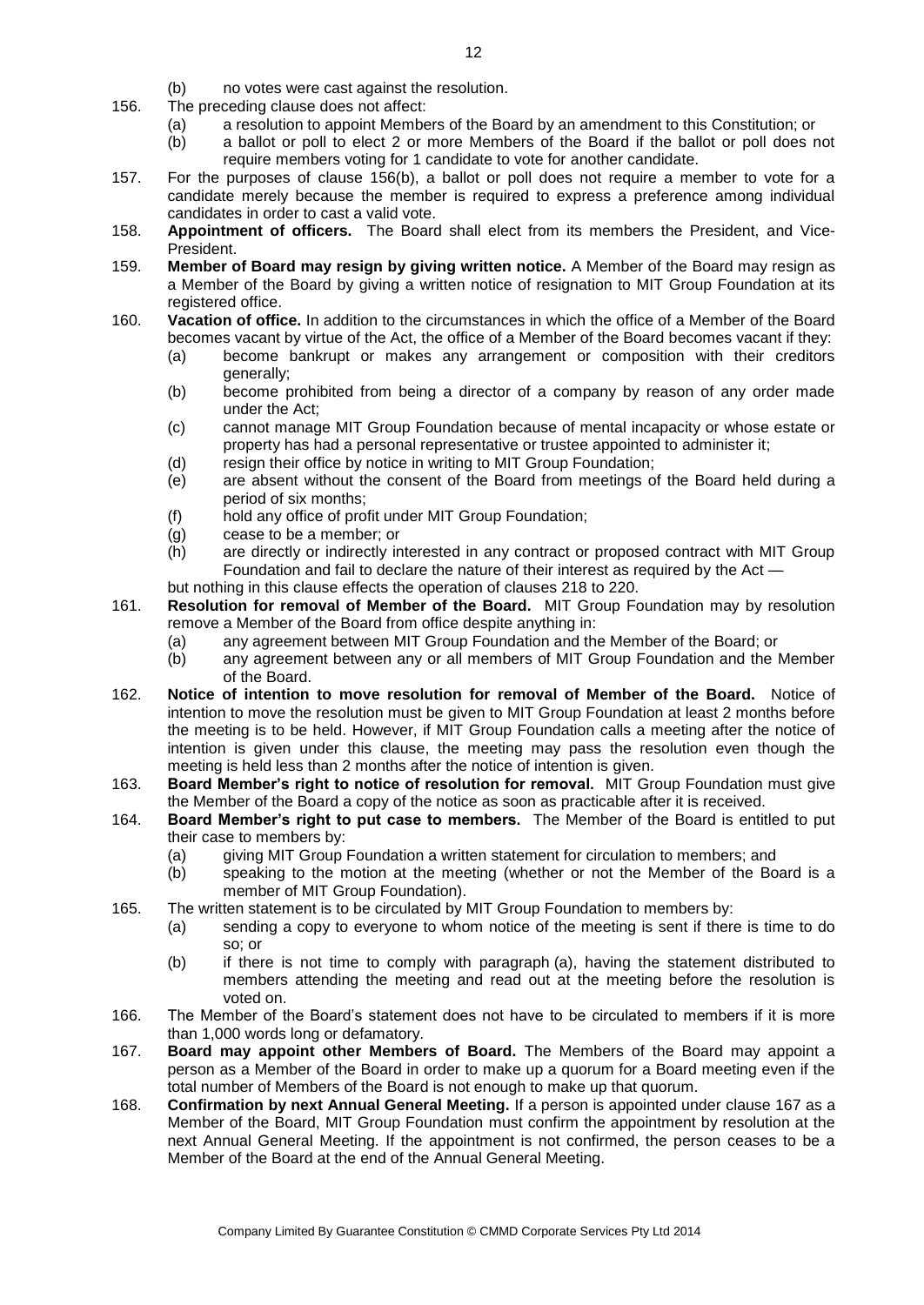(b) no votes were cast against the resolution.

156. The preceding clause does not affect:
   (a) a resolution to appoint Members of the Board by an amendment to this Constitution; or
   (b) a ballot or poll to elect 2 or more Members of the Board if the ballot or poll does not require members voting for 1 candidate to vote for another candidate.

157. For the purposes of clause 156(b), a ballot or poll does not require a member to vote for a candidate merely because the member is required to express a preference among individual candidates in order to cast a valid vote.

158. **Appointment of officers.** The Board shall elect from its members the President, and Vice-President.

159. **Member of Board may resign by giving written notice.** A Member of the Board may resign as a Member of the Board by giving a written notice of resignation to MIT Group Foundation at its registered office.

160. **Vacation of office.** In addition to the circumstances in which the office of a Member of the Board becomes vacant by virtue of the Act, the office of a Member of the Board becomes vacant if they:
   (a) become bankrupt or makes any arrangement or composition with their creditors generally;
   (b) become prohibited from being a director of a company by reason of any order made under the Act;
   (c) cannot manage MIT Group Foundation because of mental incapacity or whose estate or property has had a personal representative or trustee appointed to administer it;
   (d) resign their office by notice in writing to MIT Group Foundation;
   (e) are absent without the consent of the Board from meetings of the Board held during a period of six months;
   (f) hold any office of profit under MIT Group Foundation;
   (g) cease to be a member; or
   (h) are directly or indirectly interested in any contract or proposed contract with MIT Group Foundation and fail to declare the nature of their interest as required by the Act —

   but nothing in this clause effects the operation of clauses 218 to 220.

161. **Resolution for removal of Member of the Board.** MIT Group Foundation may by resolution remove a Member of the Board from office despite anything in:
   (a) any agreement between MIT Group Foundation and the Member of the Board; or
   (b) any agreement between any or all members of MIT Group Foundation and the Member of the Board.

162. **Notice of intention to move resolution for removal of Member of the Board.** Notice of intention to move the resolution must be given to MIT Group Foundation at least 2 months before the meeting is to be held. However, if MIT Group Foundation calls a meeting after the notice of intention is given under this clause, the meeting may pass the resolution even though the meeting is held less than 2 months after the notice of intention is given.

163. **Board Member's right to notice of resolution for removal.** MIT Group Foundation must give the Member of the Board a copy of the notice as soon as practicable after it is received.

164. **Board Member's right to put case to members.** The Member of the Board is entitled to put their case to members by:
   (a) giving MIT Group Foundation a written statement for circulation to members; and
   (b) speaking to the motion at the meeting (whether or not the Member of the Board is a member of MIT Group Foundation).

165. The written statement is to be circulated by MIT Group Foundation to members by:
   (a) sending a copy to everyone to whom notice of the meeting is sent if there is time to do so; or
   (b) if there is not time to comply with paragraph (a), having the statement distributed to members attending the meeting and read out at the meeting before the resolution is voted on.

166. The Member of the Board's statement does not have to be circulated to members if it is more than 1,000 words long or defamatory.

167. **Board may appoint other Members of Board.** The Members of the Board may appoint a person as a Member of the Board in order to make up a quorum for a Board meeting even if the total number of Members of the Board is not enough to make up that quorum.

168. **Confirmation by next Annual General Meeting.** If a person is appointed under clause 167 as a Member of the Board, MIT Group Foundation must confirm the appointment by resolution at the next Annual General Meeting. If the appointment is not confirmed, the person ceases to be a Member of the Board at the end of the Annual General Meeting.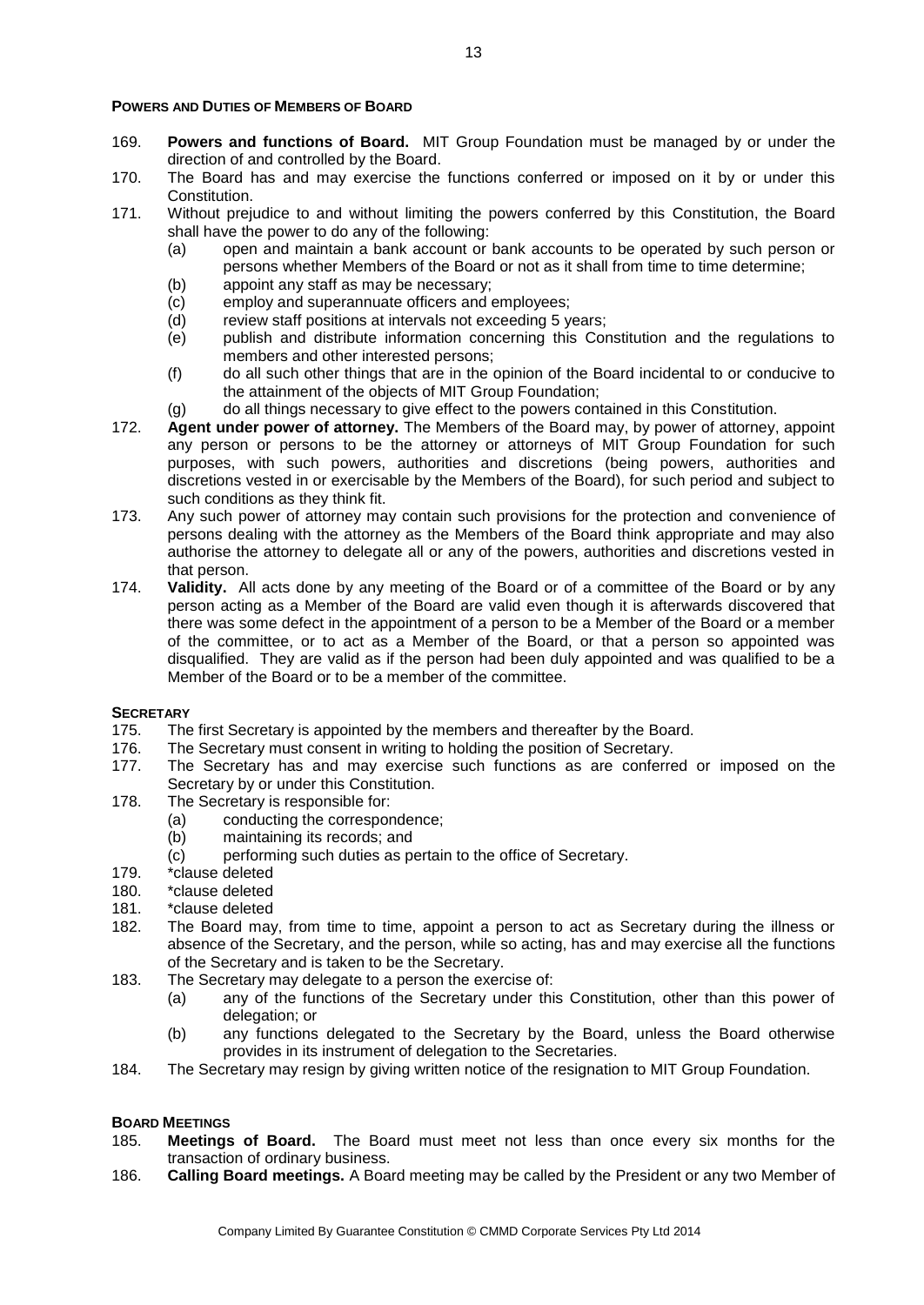### POWERS AND DUTIES OF MEMBERS OF BOARD

169. **Powers and functions of Board.** MIT Group Foundation must be managed by or under the direction of and controlled by the Board.
170. The Board has and may exercise the functions conferred or imposed on it by or under this Constitution.
171. Without prejudice to and without limiting the powers conferred by this Constitution, the Board shall have the power to do any of the following:
    (a) open and maintain a bank account or bank accounts to be operated by such person or persons whether Members of the Board or not as it shall from time to time determine;
    (b) appoint any staff as may be necessary;
    (c) employ and superannuate officers and employees;
    (d) review staff positions at intervals not exceeding 5 years;
    (e) publish and distribute information concerning this Constitution and the regulations to members and other interested persons;
    (f) do all such other things that are in the opinion of the Board incidental to or conducive to the attainment of the objects of MIT Group Foundation;
    (g) do all things necessary to give effect to the powers contained in this Constitution.
172. **Agent under power of attorney.** The Members of the Board may, by power of attorney, appoint any person or persons to be the attorney or attorneys of MIT Group Foundation for such purposes, with such powers, authorities and discretions (being powers, authorities and discretions vested in or exercisable by the Members of the Board), for such period and subject to such conditions as they think fit.
173. Any such power of attorney may contain such provisions for the protection and convenience of persons dealing with the attorney as the Members of the Board think appropriate and may also authorise the attorney to delegate all or any of the powers, authorities and discretions vested in that person.
174. **Validity.** All acts done by any meeting of the Board or of a committee of the Board or by any person acting as a Member of the Board are valid even though it is afterwards discovered that there was some defect in the appointment of a person to be a Member of the Board or a member of the committee, or to act as a Member of the Board, or that a person so appointed was disqualified. They are valid as if the person had been duly appointed and was qualified to be a Member of the Board or to be a member of the committee.

### SECRETARY

175. The first Secretary is appointed by the members and thereafter by the Board.
176. The Secretary must consent in writing to holding the position of Secretary.
177. The Secretary has and may exercise such functions as are conferred or imposed on the Secretary by or under this Constitution.
178. The Secretary is responsible for:
    (a) conducting the correspondence;
    (b) maintaining its records; and
    (c) performing such duties as pertain to the office of Secretary.
179. *clause deleted
180. *clause deleted
181. *clause deleted
182. The Board may, from time to time, appoint a person to act as Secretary during the illness or absence of the Secretary, and the person, while so acting, has and may exercise all the functions of the Secretary and is taken to be the Secretary.
183. The Secretary may delegate to a person the exercise of:
    (a) any of the functions of the Secretary under this Constitution, other than this power of delegation; or
    (b) any functions delegated to the Secretary by the Board, unless the Board otherwise provides in its instrument of delegation to the Secretaries.
184. The Secretary may resign by giving written notice of the resignation to MIT Group Foundation.

### BOARD MEETINGS

185. **Meetings of Board.** The Board must meet not less than once every six months for the transaction of ordinary business.
186. **Calling Board meetings.** A Board meeting may be called by the President or any two Member of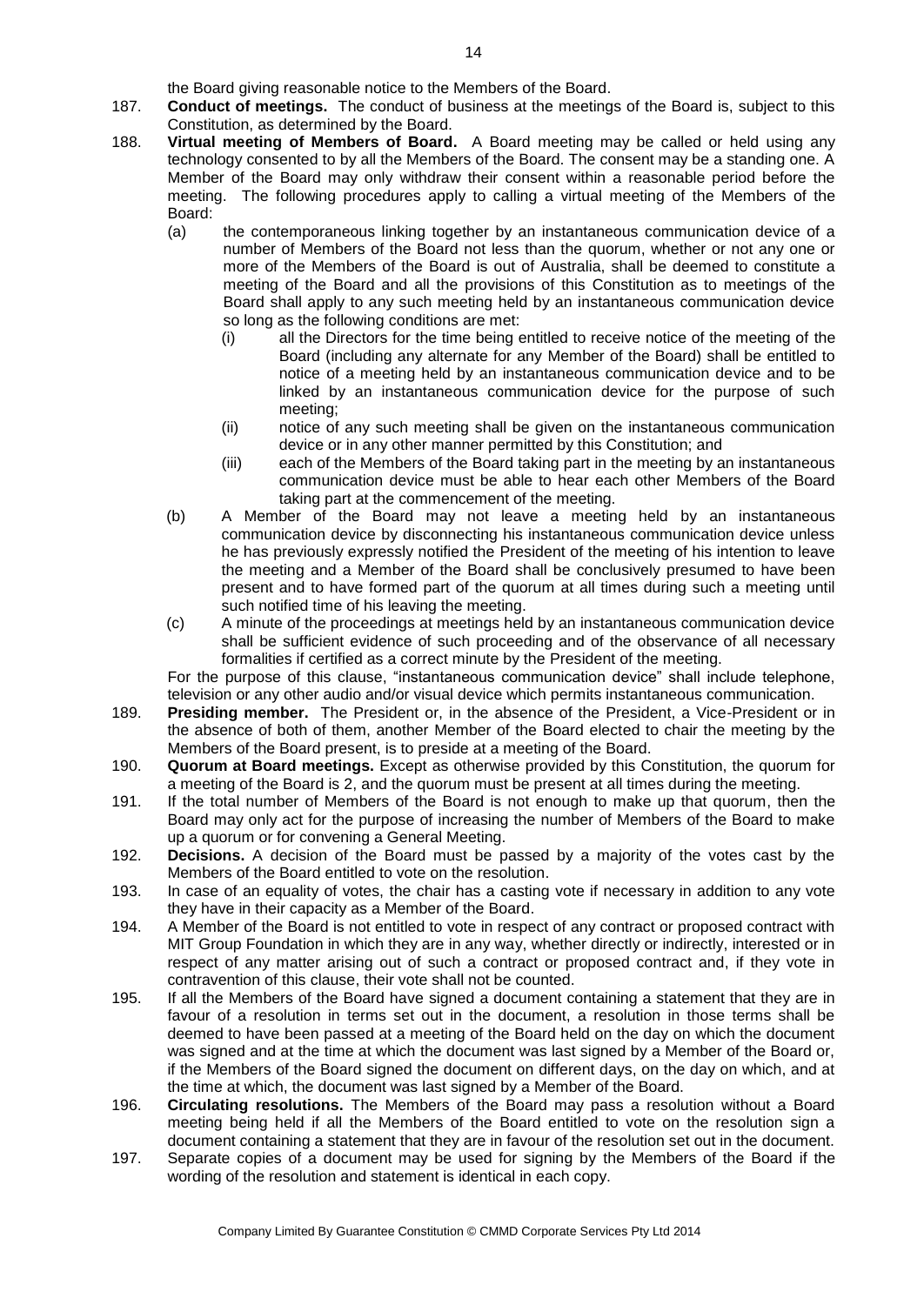the Board giving reasonable notice to the Members of the Board.

187. **Conduct of meetings.** The conduct of business at the meetings of the Board is, subject to this Constitution, as determined by the Board.

188. **Virtual meeting of Members of Board.** A Board meeting may be called or held using any technology consented to by all the Members of the Board. The consent may be a standing one. A Member of the Board may only withdraw their consent within a reasonable period before the meeting. The following procedures apply to calling a virtual meeting of the Members of the Board:

    (a) the contemporaneous linking together by an instantaneous communication device of a number of Members of the Board not less than the quorum, whether or not any one or more of the Members of the Board is out of Australia, shall be deemed to constitute a meeting of the Board and all the provisions of this Constitution as to meetings of the Board shall apply to any such meeting held by an instantaneous communication device so long as the following conditions are met:

        (i) all the Directors for the time being entitled to receive notice of the meeting of the Board (including any alternate for any Member of the Board) shall be entitled to notice of a meeting held by an instantaneous communication device and to be linked by an instantaneous communication device for the purpose of such meeting;

        (ii) notice of any such meeting shall be given on the instantaneous communication device or in any other manner permitted by this Constitution; and

        (iii) each of the Members of the Board taking part in the meeting by an instantaneous communication device must be able to hear each other Members of the Board taking part at the commencement of the meeting.

    (b) A Member of the Board may not leave a meeting held by an instantaneous communication device by disconnecting his instantaneous communication device unless he has previously expressly notified the President of the meeting of his intention to leave the meeting and a Member of the Board shall be conclusively presumed to have been present and to have formed part of the quorum at all times during such a meeting until such notified time of his leaving the meeting.

    (c) A minute of the proceedings at meetings held by an instantaneous communication device shall be sufficient evidence of such proceeding and of the observance of all necessary formalities if certified as a correct minute by the President of the meeting.

    For the purpose of this clause, "instantaneous communication device" shall include telephone, television or any other audio and/or visual device which permits instantaneous communication.

189. **Presiding member.** The President or, in the absence of the President, a Vice-President or in the absence of both of them, another Member of the Board elected to chair the meeting by the Members of the Board present, is to preside at a meeting of the Board.

190. **Quorum at Board meetings.** Except as otherwise provided by this Constitution, the quorum for a meeting of the Board is 2, and the quorum must be present at all times during the meeting.

191. If the total number of Members of the Board is not enough to make up that quorum, then the Board may only act for the purpose of increasing the number of Members of the Board to make up a quorum or for convening a General Meeting.

192. **Decisions.** A decision of the Board must be passed by a majority of the votes cast by the Members of the Board entitled to vote on the resolution.

193. In case of an equality of votes, the chair has a casting vote if necessary in addition to any vote they have in their capacity as a Member of the Board.

194. A Member of the Board is not entitled to vote in respect of any contract or proposed contract with MIT Group Foundation in which they are in any way, whether directly or indirectly, interested or in respect of any matter arising out of such a contract or proposed contract and, if they vote in contravention of this clause, their vote shall not be counted.

195. If all the Members of the Board have signed a document containing a statement that they are in favour of a resolution in terms set out in the document, a resolution in those terms shall be deemed to have been passed at a meeting of the Board held on the day on which the document was signed and at the time at which the document was last signed by a Member of the Board or, if the Members of the Board signed the document on different days, on the day on which, and at the time at which, the document was last signed by a Member of the Board.

196. **Circulating resolutions.** The Members of the Board may pass a resolution without a Board meeting being held if all the Members of the Board entitled to vote on the resolution sign a document containing a statement that they are in favour of the resolution set out in the document.

197. Separate copies of a document may be used for signing by the Members of the Board if the wording of the resolution and statement is identical in each copy.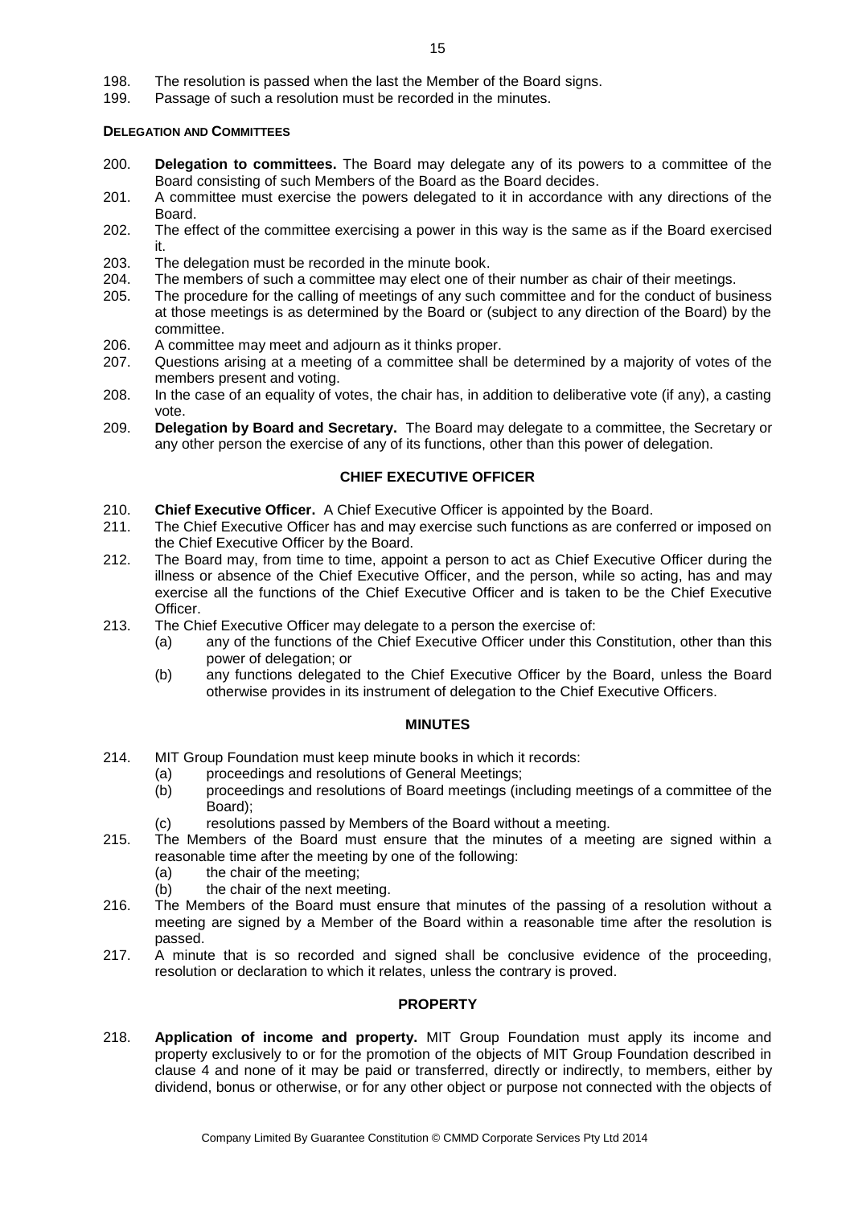198. The resolution is passed when the last the Member of the Board signs.
199. Passage of such a resolution must be recorded in the minutes.

**DELEGATION AND COMMITTEES**

200. **Delegation to committees.** The Board may delegate any of its powers to a committee of the Board consisting of such Members of the Board as the Board decides.
201. A committee must exercise the powers delegated to it in accordance with any directions of the Board.
202. The effect of the committee exercising a power in this way is the same as if the Board exercised it.
203. The delegation must be recorded in the minute book.
204. The members of such a committee may elect one of their number as chair of their meetings.
205. The procedure for the calling of meetings of any such committee and for the conduct of business at those meetings is as determined by the Board or (subject to any direction of the Board) by the committee.
206. A committee may meet and adjourn as it thinks proper.
207. Questions arising at a meeting of a committee shall be determined by a majority of votes of the members present and voting.
208. In the case of an equality of votes, the chair has, in addition to deliberative vote (if any), a casting vote.
209. **Delegation by Board and Secretary.** The Board may delegate to a committee, the Secretary or any other person the exercise of any of its functions, other than this power of delegation.

## CHIEF EXECUTIVE OFFICER

210. **Chief Executive Officer.** A Chief Executive Officer is appointed by the Board.
211. The Chief Executive Officer has and may exercise such functions as are conferred or imposed on the Chief Executive Officer by the Board.
212. The Board may, from time to time, appoint a person to act as Chief Executive Officer during the illness or absence of the Chief Executive Officer, and the person, while so acting, has and may exercise all the functions of the Chief Executive Officer and is taken to be the Chief Executive Officer.
213. The Chief Executive Officer may delegate to a person the exercise of:
    (a) any of the functions of the Chief Executive Officer under this Constitution, other than this power of delegation; or
    (b) any functions delegated to the Chief Executive Officer by the Board, unless the Board otherwise provides in its instrument of delegation to the Chief Executive Officers.

## MINUTES

214. MIT Group Foundation must keep minute books in which it records:
    (a) proceedings and resolutions of General Meetings;
    (b) proceedings and resolutions of Board meetings (including meetings of a committee of the Board);
    (c) resolutions passed by Members of the Board without a meeting.
215. The Members of the Board must ensure that the minutes of a meeting are signed within a reasonable time after the meeting by one of the following:
    (a) the chair of the meeting;
    (b) the chair of the next meeting.
216. The Members of the Board must ensure that minutes of the passing of a resolution without a meeting are signed by a Member of the Board within a reasonable time after the resolution is passed.
217. A minute that is so recorded and signed shall be conclusive evidence of the proceeding, resolution or declaration to which it relates, unless the contrary is proved.

## PROPERTY

218. **Application of income and property.** MIT Group Foundation must apply its income and property exclusively to or for the promotion of the objects of MIT Group Foundation described in clause 4 and none of it may be paid or transferred, directly or indirectly, to members, either by dividend, bonus or otherwise, or for any other object or purpose not connected with the objects of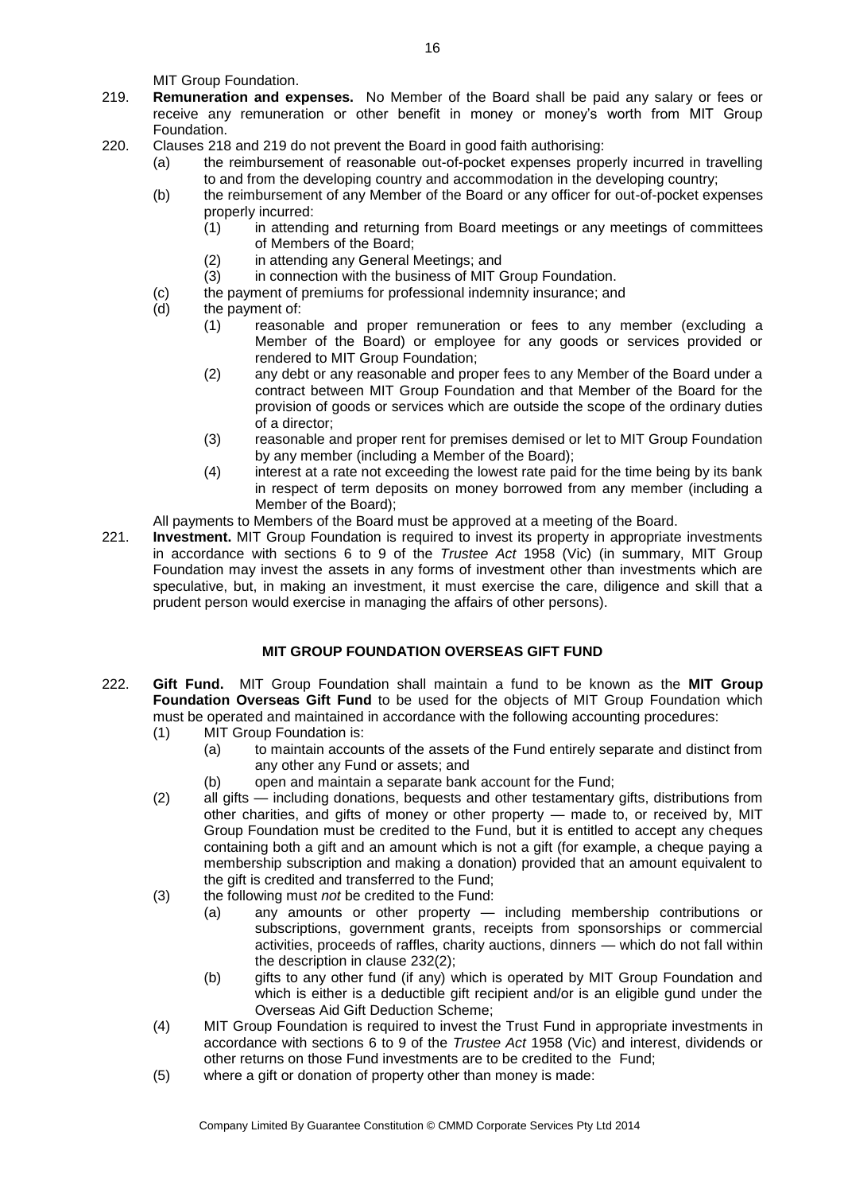MIT Group Foundation.

219. **Remuneration and expenses.** No Member of the Board shall be paid any salary or fees or receive any remuneration or other benefit in money or money's worth from MIT Group Foundation.

220. Clauses 218 and 219 do not prevent the Board in good faith authorising:
    - (a) the reimbursement of reasonable out-of-pocket expenses properly incurred in travelling to and from the developing country and accommodation in the developing country;
    - (b) the reimbursement of any Member of the Board or any officer for out-of-pocket expenses properly incurred:
        - (1) in attending and returning from Board meetings or any meetings of committees of Members of the Board;
        - (2) in attending any General Meetings; and
        - (3) in connection with the business of MIT Group Foundation.
    - (c) the payment of premiums for professional indemnity insurance; and
    - (d) the payment of:
        - (1) reasonable and proper remuneration or fees to any member (excluding a Member of the Board) or employee for any goods or services provided or rendered to MIT Group Foundation;
        - (2) any debt or any reasonable and proper fees to any Member of the Board under a contract between MIT Group Foundation and that Member of the Board for the provision of goods or services which are outside the scope of the ordinary duties of a director;
        - (3) reasonable and proper rent for premises demised or let to MIT Group Foundation by any member (including a Member of the Board);
        - (4) interest at a rate not exceeding the lowest rate paid for the time being by its bank in respect of term deposits on money borrowed from any member (including a Member of the Board);

    All payments to Members of the Board must be approved at a meeting of the Board.

221. **Investment.** MIT Group Foundation is required to invest its property in appropriate investments in accordance with sections 6 to 9 of the *Trustee Act* 1958 (Vic) (in summary, MIT Group Foundation may invest the assets in any forms of investment other than investments which are speculative, but, in making an investment, it must exercise the care, diligence and skill that a prudent person would exercise in managing the affairs of other persons).

**MIT GROUP FOUNDATION OVERSEAS GIFT FUND**

222. **Gift Fund.** MIT Group Foundation shall maintain a fund to be known as the **MIT Group Foundation Overseas Gift Fund** to be used for the objects of MIT Group Foundation which must be operated and maintained in accordance with the following accounting procedures:
    - (1) MIT Group Foundation is:
        - (a) to maintain accounts of the assets of the Fund entirely separate and distinct from any other any Fund or assets; and
        - (b) open and maintain a separate bank account for the Fund;
    - (2) all gifts — including donations, bequests and other testamentary gifts, distributions from other charities, and gifts of money or other property — made to, or received by, MIT Group Foundation must be credited to the Fund, but it is entitled to accept any cheques containing both a gift and an amount which is not a gift (for example, a cheque paying a membership subscription and making a donation) provided that an amount equivalent to the gift is credited and transferred to the Fund;
    - (3) the following must *not* be credited to the Fund:
        - (a) any amounts or other property — including membership contributions or subscriptions, government grants, receipts from sponsorships or commercial activities, proceeds of raffles, charity auctions, dinners — which do not fall within the description in clause 232(2);
        - (b) gifts to any other fund (if any) which is operated by MIT Group Foundation and which is either is a deductible gift recipient and/or is an eligible gund under the Overseas Aid Gift Deduction Scheme;
    - (4) MIT Group Foundation is required to invest the Trust Fund in appropriate investments in accordance with sections 6 to 9 of the *Trustee Act* 1958 (Vic) and interest, dividends or other returns on those Fund investments are to be credited to the Fund;
    - (5) where a gift or donation of property other than money is made: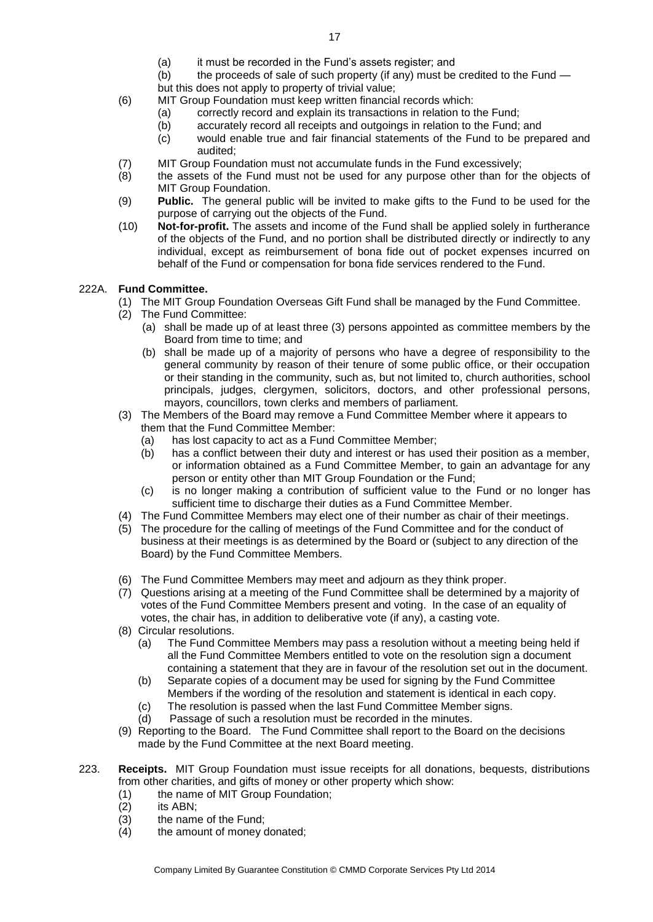(a) it must be recorded in the Fund's assets register; and

(b) the proceeds of sale of such property (if any) must be credited to the Fund — but this does not apply to property of trivial value;

(6) MIT Group Foundation must keep written financial records which:

(a) correctly record and explain its transactions in relation to the Fund;

(b) accurately record all receipts and outgoings in relation to the Fund; and

(c) would enable true and fair financial statements of the Fund to be prepared and audited;

(7) MIT Group Foundation must not accumulate funds in the Fund excessively;

(8) the assets of the Fund must not be used for any purpose other than for the objects of MIT Group Foundation.

(9) **Public.** The general public will be invited to make gifts to the Fund to be used for the purpose of carrying out the objects of the Fund.

(10) **Not-for-profit.** The assets and income of the Fund shall be applied solely in furtherance of the objects of the Fund, and no portion shall be distributed directly or indirectly to any individual, except as reimbursement of bona fide out of pocket expenses incurred on behalf of the Fund or compensation for bona fide services rendered to the Fund.

222A. **Fund Committee.**

(1) The MIT Group Foundation Overseas Gift Fund shall be managed by the Fund Committee.

(2) The Fund Committee:

(a) shall be made up of at least three (3) persons appointed as committee members by the Board from time to time; and

(b) shall be made up of a majority of persons who have a degree of responsibility to the general community by reason of their tenure of some public office, or their occupation or their standing in the community, such as, but not limited to, church authorities, school principals, judges, clergymen, solicitors, doctors, and other professional persons, mayors, councillors, town clerks and members of parliament.

(3) The Members of the Board may remove a Fund Committee Member where it appears to them that the Fund Committee Member:

(a) has lost capacity to act as a Fund Committee Member;

(b) has a conflict between their duty and interest or has used their position as a member, or information obtained as a Fund Committee Member, to gain an advantage for any person or entity other than MIT Group Foundation or the Fund;

(c) is no longer making a contribution of sufficient value to the Fund or no longer has sufficient time to discharge their duties as a Fund Committee Member.

(4) The Fund Committee Members may elect one of their number as chair of their meetings.

(5) The procedure for the calling of meetings of the Fund Committee and for the conduct of business at their meetings is as determined by the Board or (subject to any direction of the Board) by the Fund Committee Members.

(6) The Fund Committee Members may meet and adjourn as they think proper.

(7) Questions arising at a meeting of the Fund Committee shall be determined by a majority of votes of the Fund Committee Members present and voting. In the case of an equality of votes, the chair has, in addition to deliberative vote (if any), a casting vote.

(8) Circular resolutions.

(a) The Fund Committee Members may pass a resolution without a meeting being held if all the Fund Committee Members entitled to vote on the resolution sign a document containing a statement that they are in favour of the resolution set out in the document.

(b) Separate copies of a document may be used for signing by the Fund Committee Members if the wording of the resolution and statement is identical in each copy.

(c) The resolution is passed when the last Fund Committee Member signs.

(d) Passage of such a resolution must be recorded in the minutes.

(9) Reporting to the Board. The Fund Committee shall report to the Board on the decisions made by the Fund Committee at the next Board meeting.

223. **Receipts.** MIT Group Foundation must issue receipts for all donations, bequests, distributions from other charities, and gifts of money or other property which show:

(1) the name of MIT Group Foundation;

(2) its ABN;

(3) the name of the Fund;

(4) the amount of money donated;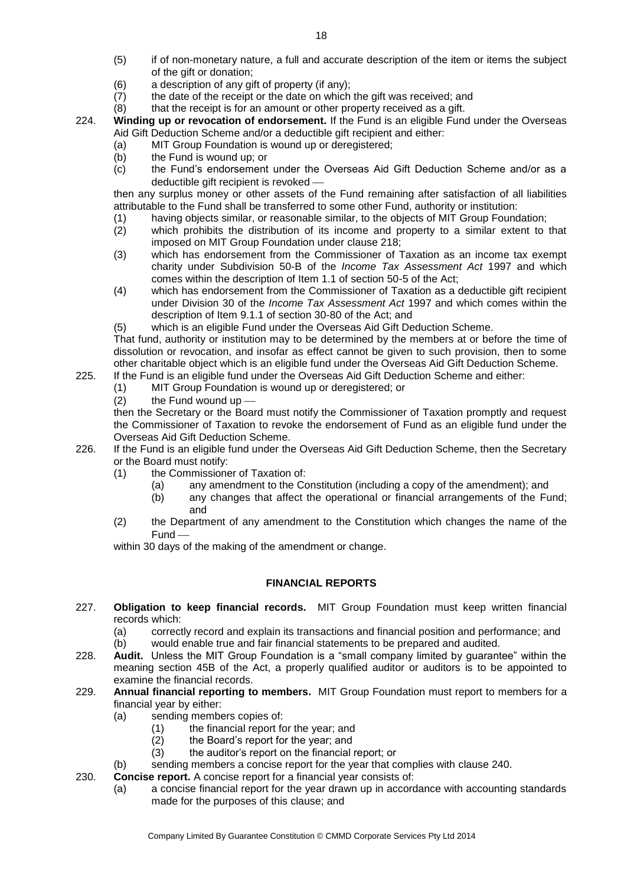(5) if of non-monetary nature, a full and accurate description of the item or items the subject of the gift or donation;
(6) a description of any gift of property (if any);
(7) the date of the receipt or the date on which the gift was received; and
(8) that the receipt is for an amount or other property received as a gift.

224. **Winding up or revocation of endorsement.** If the Fund is an eligible Fund under the Overseas Aid Gift Deduction Scheme and/or a deductible gift recipient and either:
(a) MIT Group Foundation is wound up or deregistered;
(b) the Fund is wound up; or
(c) the Fund's endorsement under the Overseas Aid Gift Deduction Scheme and/or as a deductible gift recipient is revoked —

then any surplus money or other assets of the Fund remaining after satisfaction of all liabilities attributable to the Fund shall be transferred to some other Fund, authority or institution:
(1) having objects similar, or reasonable similar, to the objects of MIT Group Foundation;
(2) which prohibits the distribution of its income and property to a similar extent to that imposed on MIT Group Foundation under clause 218;
(3) which has endorsement from the Commissioner of Taxation as an income tax exempt charity under Subdivision 50-B of the *Income Tax Assessment Act* 1997 and which comes within the description of Item 1.1 of section 50-5 of the Act;
(4) which has endorsement from the Commissioner of Taxation as a deductible gift recipient under Division 30 of the *Income Tax Assessment Act* 1997 and which comes within the description of Item 9.1.1 of section 30-80 of the Act; and
(5) which is an eligible Fund under the Overseas Aid Gift Deduction Scheme.

That fund, authority or institution may to be determined by the members at or before the time of dissolution or revocation, and insofar as effect cannot be given to such provision, then to some other charitable object which is an eligible fund under the Overseas Aid Gift Deduction Scheme.

225. If the Fund is an eligible fund under the Overseas Aid Gift Deduction Scheme and either:
(1) MIT Group Foundation is wound up or deregistered; or
(2) the Fund wound up —

then the Secretary or the Board must notify the Commissioner of Taxation promptly and request the Commissioner of Taxation to revoke the endorsement of Fund as an eligible fund under the Overseas Aid Gift Deduction Scheme.

226. If the Fund is an eligible fund under the Overseas Aid Gift Deduction Scheme, then the Secretary or the Board must notify:
(1) the Commissioner of Taxation of:
  (a) any amendment to the Constitution (including a copy of the amendment); and
  (b) any changes that affect the operational or financial arrangements of the Fund; and
(2) the Department of any amendment to the Constitution which changes the name of the Fund —

within 30 days of the making of the amendment or change.

## FINANCIAL REPORTS

227. **Obligation to keep financial records.** MIT Group Foundation must keep written financial records which:
(a) correctly record and explain its transactions and financial position and performance; and
(b) would enable true and fair financial statements to be prepared and audited.

228. **Audit.** Unless the MIT Group Foundation is a "small company limited by guarantee" within the meaning section 45B of the Act, a properly qualified auditor or auditors is to be appointed to examine the financial records.

229. **Annual financial reporting to members.** MIT Group Foundation must report to members for a financial year by either:
(a) sending members copies of:
  (1) the financial report for the year; and
  (2) the Board's report for the year; and
  (3) the auditor's report on the financial report; or
(b) sending members a concise report for the year that complies with clause 240.

230. **Concise report.** A concise report for a financial year consists of:
(a) a concise financial report for the year drawn up in accordance with accounting standards made for the purposes of this clause; and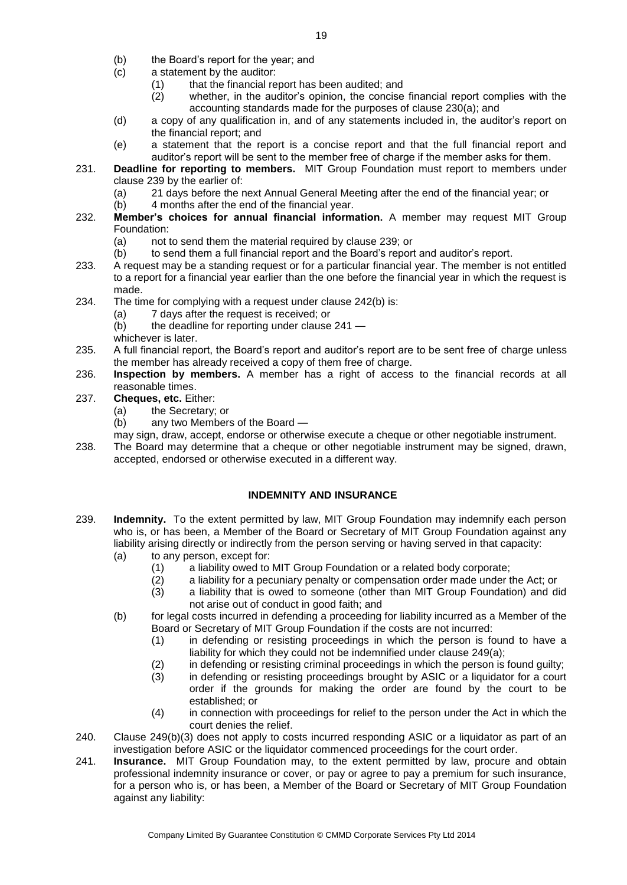(b) the Board's report for the year; and

(c) a statement by the auditor:

(1) that the financial report has been audited; and

(2) whether, in the auditor's opinion, the concise financial report complies with the accounting standards made for the purposes of clause 230(a); and

(d) a copy of any qualification in, and of any statements included in, the auditor's report on the financial report; and

(e) a statement that the report is a concise report and that the full financial report and auditor's report will be sent to the member free of charge if the member asks for them.

231. **Deadline for reporting to members.** MIT Group Foundation must report to members under clause 239 by the earlier of:

(a) 21 days before the next Annual General Meeting after the end of the financial year; or

(b) 4 months after the end of the financial year.

232. **Member's choices for annual financial information.** A member may request MIT Group Foundation:

(a) not to send them the material required by clause 239; or

(b) to send them a full financial report and the Board's report and auditor's report.

233. A request may be a standing request or for a particular financial year. The member is not entitled to a report for a financial year earlier than the one before the financial year in which the request is made.

234. The time for complying with a request under clause 242(b) is:

(a) 7 days after the request is received; or

(b) the deadline for reporting under clause 241 —

whichever is later.

235. A full financial report, the Board's report and auditor's report are to be sent free of charge unless the member has already received a copy of them free of charge.

236. **Inspection by members.** A member has a right of access to the financial records at all reasonable times.

237. **Cheques, etc.** Either:

(a) the Secretary; or

(b) any two Members of the Board —

may sign, draw, accept, endorse or otherwise execute a cheque or other negotiable instrument.

238. The Board may determine that a cheque or other negotiable instrument may be signed, drawn, accepted, endorsed or otherwise executed in a different way.

## INDEMNITY AND INSURANCE

239. **Indemnity.** To the extent permitted by law, MIT Group Foundation may indemnify each person who is, or has been, a Member of the Board or Secretary of MIT Group Foundation against any liability arising directly or indirectly from the person serving or having served in that capacity:

(a) to any person, except for:

(1) a liability owed to MIT Group Foundation or a related body corporate;

(2) a liability for a pecuniary penalty or compensation order made under the Act; or

(3) a liability that is owed to someone (other than MIT Group Foundation) and did not arise out of conduct in good faith; and

(b) for legal costs incurred in defending a proceeding for liability incurred as a Member of the Board or Secretary of MIT Group Foundation if the costs are not incurred:

(1) in defending or resisting proceedings in which the person is found to have a liability for which they could not be indemnified under clause 249(a);

(2) in defending or resisting criminal proceedings in which the person is found guilty;

(3) in defending or resisting proceedings brought by ASIC or a liquidator for a court order if the grounds for making the order are found by the court to be established; or

(4) in connection with proceedings for relief to the person under the Act in which the court denies the relief.

240. Clause 249(b)(3) does not apply to costs incurred responding ASIC or a liquidator as part of an investigation before ASIC or the liquidator commenced proceedings for the court order.

241. **Insurance.** MIT Group Foundation may, to the extent permitted by law, procure and obtain professional indemnity insurance or cover, or pay or agree to pay a premium for such insurance, for a person who is, or has been, a Member of the Board or Secretary of MIT Group Foundation against any liability: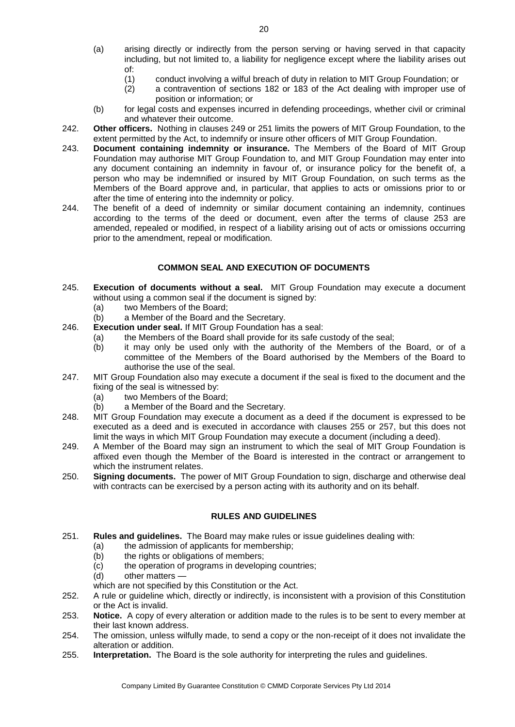(a) arising directly or indirectly from the person serving or having served in that capacity including, but not limited to, a liability for negligence except where the liability arises out of:
    (1) conduct involving a wilful breach of duty in relation to MIT Group Foundation; or
    (2) a contravention of sections 182 or 183 of the Act dealing with improper use of position or information; or
(b) for legal costs and expenses incurred in defending proceedings, whether civil or criminal and whatever their outcome.

242. **Other officers.** Nothing in clauses 249 or 251 limits the powers of MIT Group Foundation, to the extent permitted by the Act, to indemnify or insure other officers of MIT Group Foundation.

243. **Document containing indemnity or insurance.** The Members of the Board of MIT Group Foundation may authorise MIT Group Foundation to, and MIT Group Foundation may enter into any document containing an indemnity in favour of, or insurance policy for the benefit of, a person who may be indemnified or insured by MIT Group Foundation, on such terms as the Members of the Board approve and, in particular, that applies to acts or omissions prior to or after the time of entering into the indemnity or policy.

244. The benefit of a deed of indemnity or similar document containing an indemnity, continues according to the terms of the deed or document, even after the terms of clause 253 are amended, repealed or modified, in respect of a liability arising out of acts or omissions occurring prior to the amendment, repeal or modification.

## COMMON SEAL AND EXECUTION OF DOCUMENTS

245. **Execution of documents without a seal.** MIT Group Foundation may execute a document without using a common seal if the document is signed by:
    (a) two Members of the Board;
    (b) a Member of the Board and the Secretary.

246. **Execution under seal.** If MIT Group Foundation has a seal:
    (a) the Members of the Board shall provide for its safe custody of the seal;
    (b) it may only be used only with the authority of the Members of the Board, or of a committee of the Members of the Board authorised by the Members of the Board to authorise the use of the seal.

247. MIT Group Foundation also may execute a document if the seal is fixed to the document and the fixing of the seal is witnessed by:
    (a) two Members of the Board;
    (b) a Member of the Board and the Secretary.

248. MIT Group Foundation may execute a document as a deed if the document is expressed to be executed as a deed and is executed in accordance with clauses 255 or 257, but this does not limit the ways in which MIT Group Foundation may execute a document (including a deed).

249. A Member of the Board may sign an instrument to which the seal of MIT Group Foundation is affixed even though the Member of the Board is interested in the contract or arrangement to which the instrument relates.

250. **Signing documents.** The power of MIT Group Foundation to sign, discharge and otherwise deal with contracts can be exercised by a person acting with its authority and on its behalf.

## RULES AND GUIDELINES

251. **Rules and guidelines.** The Board may make rules or issue guidelines dealing with:
    (a) the admission of applicants for membership;
    (b) the rights or obligations of members;
    (c) the operation of programs in developing countries;
    (d) other matters —

    which are not specified by this Constitution or the Act.

252. A rule or guideline which, directly or indirectly, is inconsistent with a provision of this Constitution or the Act is invalid.

253. **Notice.** A copy of every alteration or addition made to the rules is to be sent to every member at their last known address.

254. The omission, unless wilfully made, to send a copy or the non-receipt of it does not invalidate the alteration or addition.

255. **Interpretation.** The Board is the sole authority for interpreting the rules and guidelines.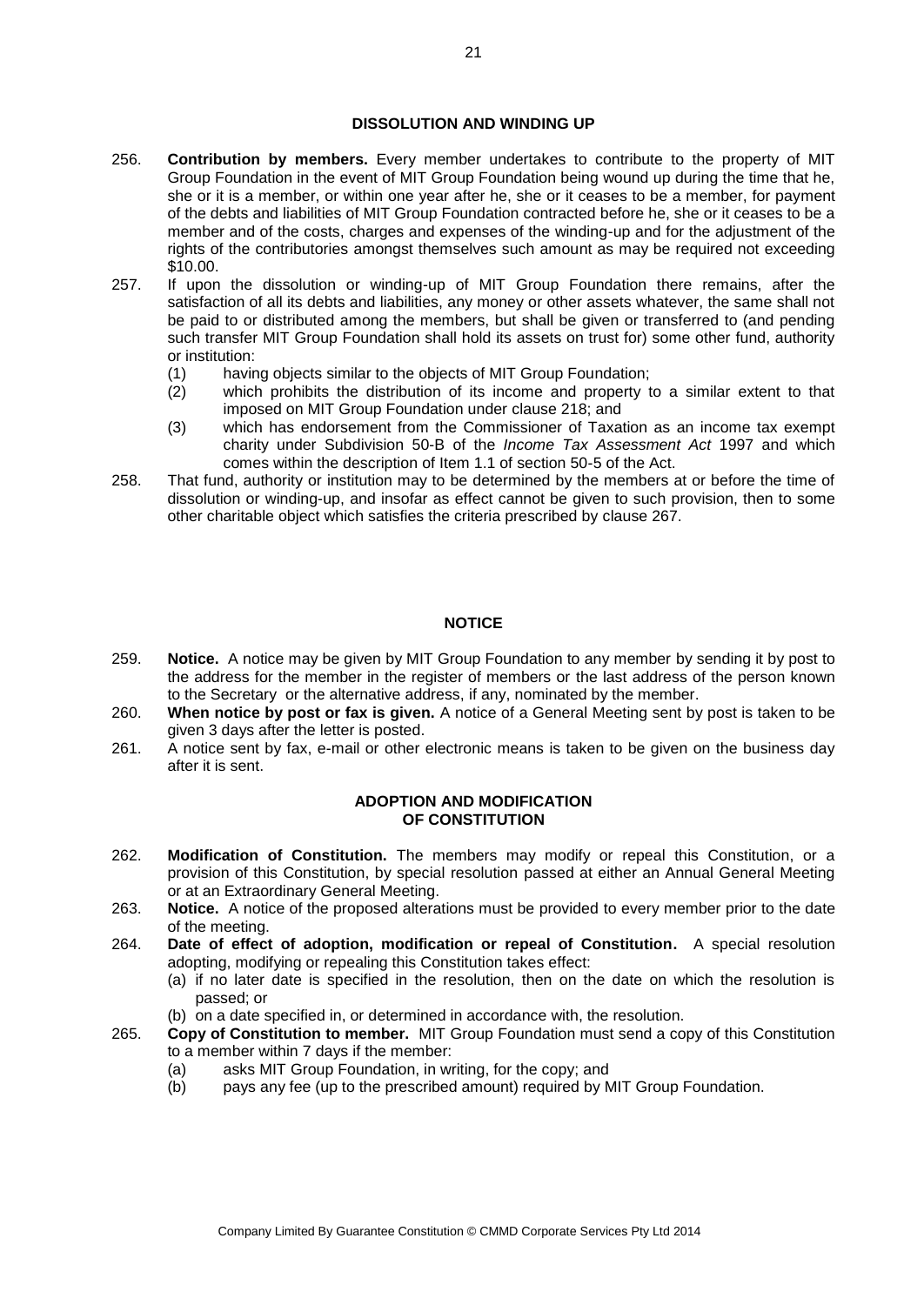## DISSOLUTION AND WINDING UP

256. **Contribution by members.** Every member undertakes to contribute to the property of MIT Group Foundation in the event of MIT Group Foundation being wound up during the time that he, she or it is a member, or within one year after he, she or it ceases to be a member, for payment of the debts and liabilities of MIT Group Foundation contracted before he, she or it ceases to be a member and of the costs, charges and expenses of the winding-up and for the adjustment of the rights of the contributories amongst themselves such amount as may be required not exceeding $10.00.

257. If upon the dissolution or winding-up of MIT Group Foundation there remains, after the satisfaction of all its debts and liabilities, any money or other assets whatever, the same shall not be paid to or distributed among the members, but shall be given or transferred to (and pending such transfer MIT Group Foundation shall hold its assets on trust for) some other fund, authority or institution:
    (1) having objects similar to the objects of MIT Group Foundation;
    (2) which prohibits the distribution of its income and property to a similar extent to that imposed on MIT Group Foundation under clause 218; and
    (3) which has endorsement from the Commissioner of Taxation as an income tax exempt charity under Subdivision 50-B of the *Income Tax Assessment Act* 1997 and which comes within the description of Item 1.1 of section 50-5 of the Act.

258. That fund, authority or institution may to be determined by the members at or before the time of dissolution or winding-up, and insofar as effect cannot be given to such provision, then to some other charitable object which satisfies the criteria prescribed by clause 267.

## NOTICE

259. **Notice.** A notice may be given by MIT Group Foundation to any member by sending it by post to the address for the member in the register of members or the last address of the person known to the Secretary or the alternative address, if any, nominated by the member.

260. **When notice by post or fax is given.** A notice of a General Meeting sent by post is taken to be given 3 days after the letter is posted.

261. A notice sent by fax, e-mail or other electronic means is taken to be given on the business day after it is sent.

## ADOPTION AND MODIFICATION OF CONSTITUTION

262. **Modification of Constitution.** The members may modify or repeal this Constitution, or a provision of this Constitution, by special resolution passed at either an Annual General Meeting or at an Extraordinary General Meeting.

263. **Notice.** A notice of the proposed alterations must be provided to every member prior to the date of the meeting.

264. **Date of effect of adoption, modification or repeal of Constitution.** A special resolution adopting, modifying or repealing this Constitution takes effect:
    (a) if no later date is specified in the resolution, then on the date on which the resolution is passed; or
    (b) on a date specified in, or determined in accordance with, the resolution.

265. **Copy of Constitution to member.** MIT Group Foundation must send a copy of this Constitution to a member within 7 days if the member:
    (a) asks MIT Group Foundation, in writing, for the copy; and
    (b) pays any fee (up to the prescribed amount) required by MIT Group Foundation.